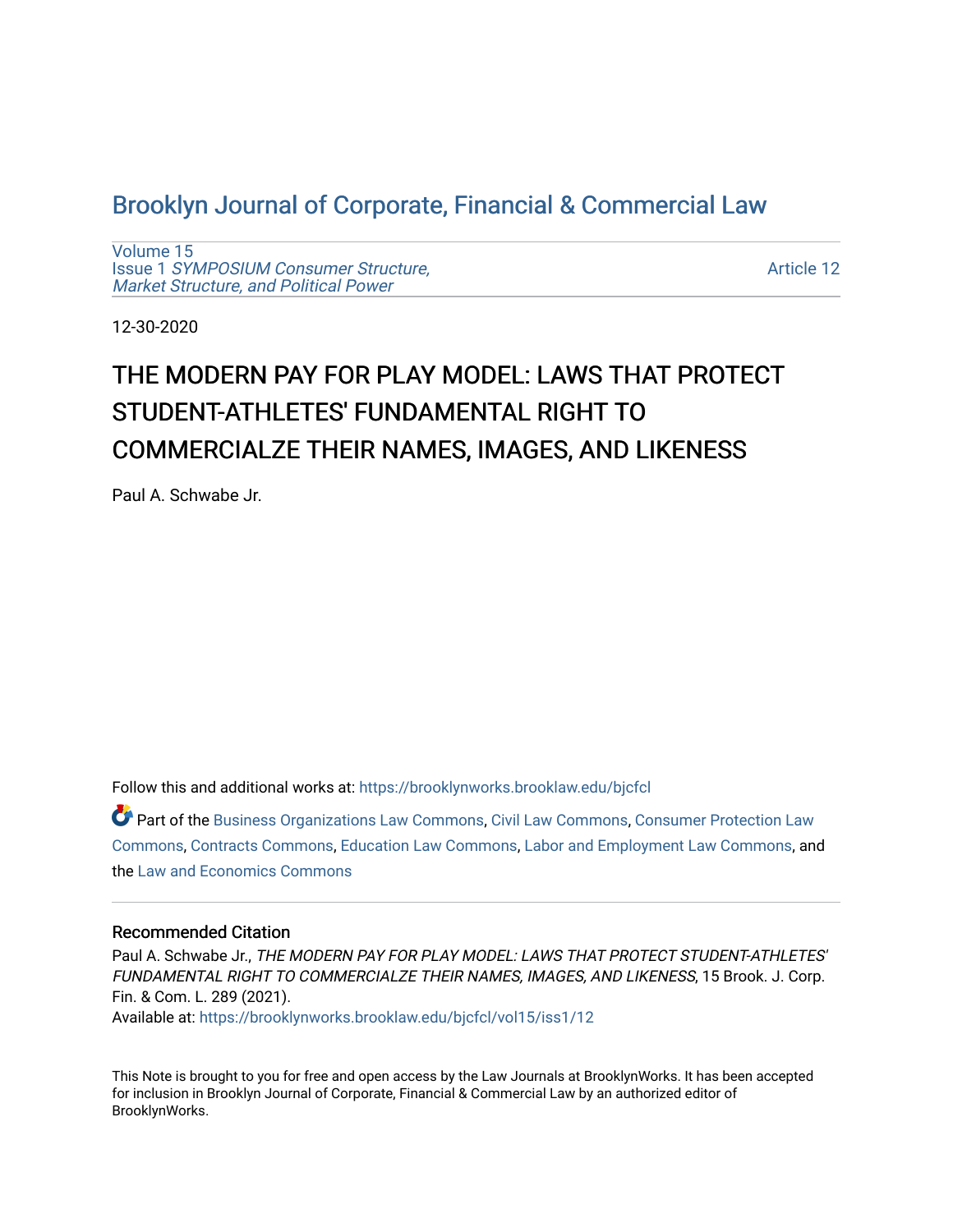# Brooklyn Journal of Corporate, Financial & Commercial Law

Volume 15
Issue 1 *SYMPOSIUM Consumer Structure, Market Structure, and Political Power*

Article 12

12-30-2020

## THE MODERN PAY FOR PLAY MODEL: LAWS THAT PROTECT STUDENT-ATHLETES' FUNDAMENTAL RIGHT TO COMMERCIALZE THEIR NAMES, IMAGES, AND LIKENESS

Paul A. Schwabe Jr.

Follow this and additional works at: https://brooklynworks.brooklaw.edu/bjcfcl

Part of the Business Organizations Law Commons, Civil Law Commons, Consumer Protection Law Commons, Contracts Commons, Education Law Commons, Labor and Employment Law Commons, and the Law and Economics Commons

### Recommended Citation

Paul A. Schwabe Jr., *THE MODERN PAY FOR PLAY MODEL: LAWS THAT PROTECT STUDENT-ATHLETES' FUNDAMENTAL RIGHT TO COMMERCIALZE THEIR NAMES, IMAGES, AND LIKENESS*, 15 Brook. J. Corp. Fin. & Com. L. 289 (2021).
Available at: https://brooklynworks.brooklaw.edu/bjcfcl/vol15/iss1/12

This Note is brought to you for free and open access by the Law Journals at BrooklynWorks. It has been accepted for inclusion in Brooklyn Journal of Corporate, Financial & Commercial Law by an authorized editor of BrooklynWorks.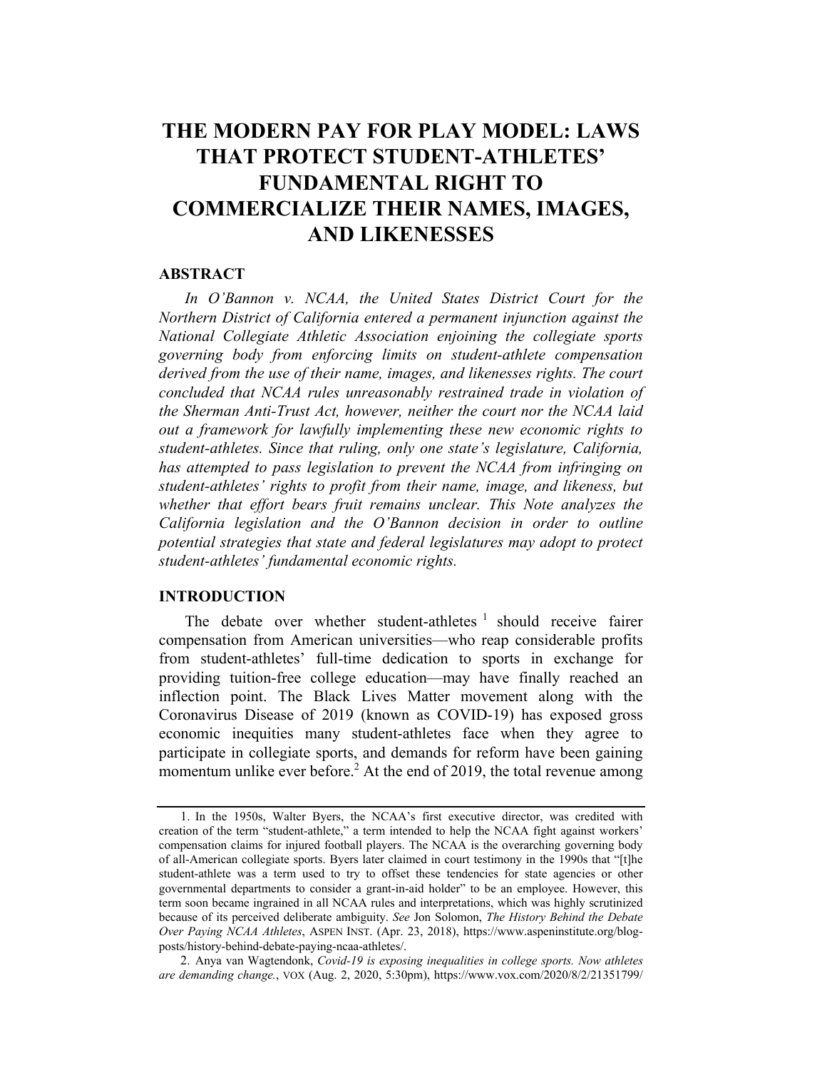# THE MODERN PAY FOR PLAY MODEL: LAWS THAT PROTECT STUDENT-ATHLETES' FUNDAMENTAL RIGHT TO COMMERCIALIZE THEIR NAMES, IMAGES, AND LIKENESSES

## ABSTRACT

*In O'Bannon v. NCAA, the United States District Court for the Northern District of California entered a permanent injunction against the National Collegiate Athletic Association enjoining the collegiate sports governing body from enforcing limits on student-athlete compensation derived from the use of their name, images, and likenesses rights. The court concluded that NCAA rules unreasonably restrained trade in violation of the Sherman Anti-Trust Act, however, neither the court nor the NCAA laid out a framework for lawfully implementing these new economic rights to student-athletes. Since that ruling, only one state's legislature, California, has attempted to pass legislation to prevent the NCAA from infringing on student-athletes' rights to profit from their name, image, and likeness, but whether that effort bears fruit remains unclear. This Note analyzes the California legislation and the O'Bannon decision in order to outline potential strategies that state and federal legislatures may adopt to protect student-athletes' fundamental economic rights.*

## INTRODUCTION

The debate over whether student-athletes [1] should receive fairer compensation from American universities—who reap considerable profits from student-athletes' full-time dedication to sports in exchange for providing tuition-free college education—may have finally reached an inflection point. The Black Lives Matter movement along with the Coronavirus Disease of 2019 (known as COVID-19) has exposed gross economic inequities many student-athletes face when they agree to participate in collegiate sports, and demands for reform have been gaining momentum unlike ever before.[2] At the end of 2019, the total revenue among

---

1. In the 1950s, Walter Byers, the NCAA's first executive director, was credited with creation of the term "student-athlete," a term intended to help the NCAA fight against workers' compensation claims for injured football players. The NCAA is the overarching governing body of all-American collegiate sports. Byers later claimed in court testimony in the 1990s that "[t]he student-athlete was a term used to try to offset these tendencies for state agencies or other governmental departments to consider a grant-in-aid holder" to be an employee. However, this term soon became ingrained in all NCAA rules and interpretations, which was highly scrutinized because of its perceived deliberate ambiguity. *See* Jon Solomon, *The History Behind the Debate Over Paying NCAA Athletes*, ASPEN INST. (Apr. 23, 2018), https://www.aspeninstitute.org/blog-posts/history-behind-debate-paying-ncaa-athletes/.

2. Anya van Wagtendonk, *Covid-19 is exposing inequalities in college sports. Now athletes are demanding change.*, VOX (Aug. 2, 2020, 5:30pm), https://www.vox.com/2020/8/2/21351799/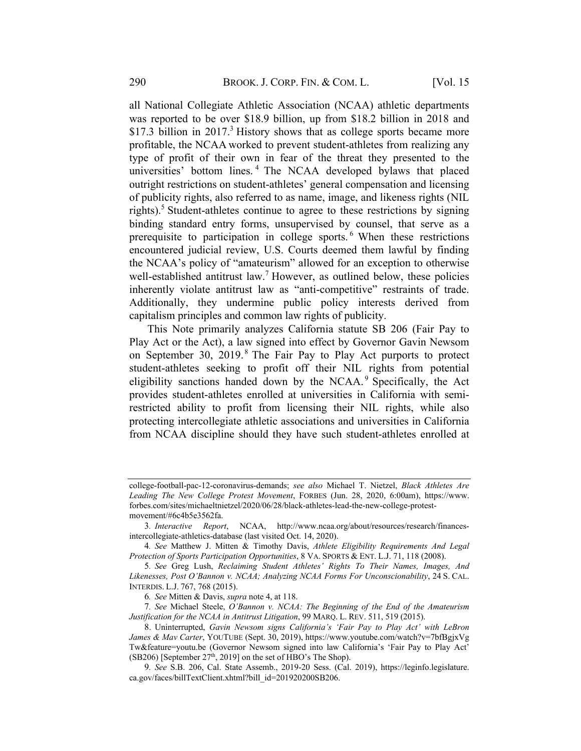all National Collegiate Athletic Association (NCAA) athletic departments was reported to be over $18.9 billion, up from $18.2 billion in 2018 and $17.3 billion in 2017.[3] History shows that as college sports became more profitable, the NCAA worked to prevent student-athletes from realizing any type of profit of their own in fear of the threat they presented to the universities' bottom lines.[4] The NCAA developed bylaws that placed outright restrictions on student-athletes' general compensation and licensing of publicity rights, also referred to as name, image, and likeness rights (NIL rights).[5] Student-athletes continue to agree to these restrictions by signing binding standard entry forms, unsupervised by counsel, that serve as a prerequisite to participation in college sports.[6] When these restrictions encountered judicial review, U.S. Courts deemed them lawful by finding the NCAA's policy of "amateurism" allowed for an exception to otherwise well-established antitrust law.[7] However, as outlined below, these policies inherently violate antitrust law as "anti-competitive" restraints of trade. Additionally, they undermine public policy interests derived from capitalism principles and common law rights of publicity.

This Note primarily analyzes California statute SB 206 (Fair Pay to Play Act or the Act), a law signed into effect by Governor Gavin Newsom on September 30, 2019.[8] The Fair Pay to Play Act purports to protect student-athletes seeking to profit off their NIL rights from potential eligibility sanctions handed down by the NCAA.[9] Specifically, the Act provides student-athletes enrolled at universities in California with semi-restricted ability to profit from licensing their NIL rights, while also protecting intercollegiate athletic associations and universities in California from NCAA discipline should they have such student-athletes enrolled at

---

college-football-pac-12-coronavirus-demands; *see also* Michael T. Nietzel, *Black Athletes Are Leading The New College Protest Movement*, FORBES (Jun. 28, 2020, 6:00am), https://www.forbes.com/sites/michaeltnietzel/2020/06/28/black-athletes-lead-the-new-college-protest-movement/#6c4b5e3562fa.

3. *Interactive Report*, NCAA, http://www.ncaa.org/about/resources/research/finances-intercollegiate-athletics-database (last visited Oct. 14, 2020).

4. *See* Matthew J. Mitten & Timothy Davis, *Athlete Eligibility Requirements And Legal Protection of Sports Participation Opportunities*, 8 VA. SPORTS & ENT. L.J. 71, 118 (2008).

5. *See* Greg Lush, *Reclaiming Student Athletes' Rights To Their Names, Images, And Likenesses, Post O'Bannon v. NCAA; Analyzing NCAA Forms For Unconscionability*, 24 S. CAL. INTERDIS. L.J. 767, 768 (2015).

6. *See* Mitten & Davis, *supra* note 4, at 118.

7. *See* Michael Steele, *O'Bannon v. NCAA: The Beginning of the End of the Amateurism Justification for the NCAA in Antitrust Litigation*, 99 MARQ. L. REV. 511, 519 (2015).

8. Uninterrupted, *Gavin Newsom signs California's 'Fair Pay to Play Act' with LeBron James & Mav Carter*, YOUTUBE (Sept. 30, 2019), https://www.youtube.com/watch?v=7bfBgjxVgTw&feature=youtu.be (Governor Newsom signed into law California's 'Fair Pay to Play Act' (SB206) [September 27th, 2019] on the set of HBO's The Shop).

9. *See* S.B. 206, Cal. State Assemb., 2019-20 Sess. (Cal. 2019), https://leginfo.legislature.ca.gov/faces/billTextClient.xhtml?bill_id=201920200SB206.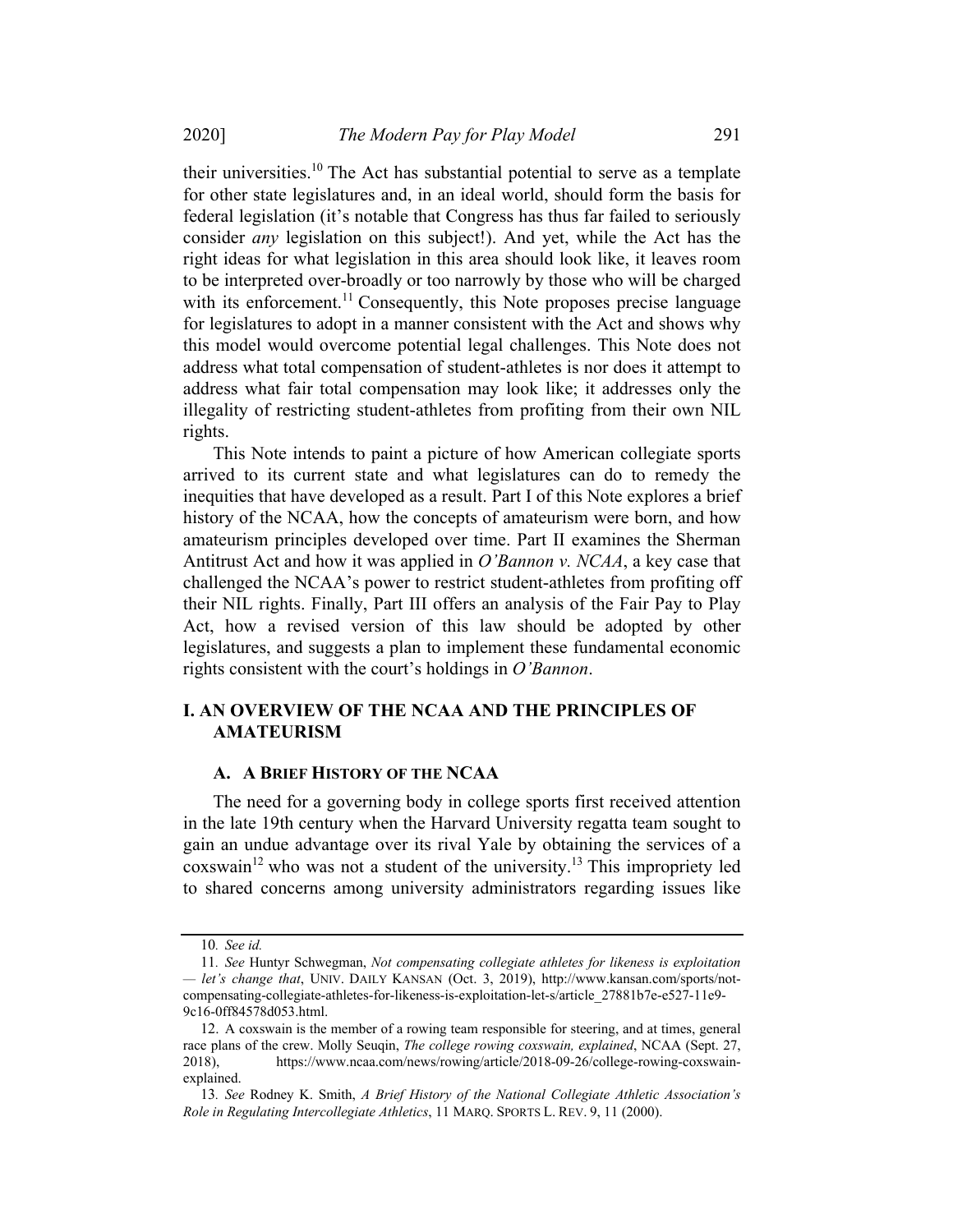their universities.[10] The Act has substantial potential to serve as a template for other state legislatures and, in an ideal world, should form the basis for federal legislation (it's notable that Congress has thus far failed to seriously consider *any* legislation on this subject!). And yet, while the Act has the right ideas for what legislation in this area should look like, it leaves room to be interpreted over-broadly or too narrowly by those who will be charged with its enforcement.[11] Consequently, this Note proposes precise language for legislatures to adopt in a manner consistent with the Act and shows why this model would overcome potential legal challenges. This Note does not address what total compensation of student-athletes is nor does it attempt to address what fair total compensation may look like; it addresses only the illegality of restricting student-athletes from profiting from their own NIL rights.

This Note intends to paint a picture of how American collegiate sports arrived to its current state and what legislatures can do to remedy the inequities that have developed as a result. Part I of this Note explores a brief history of the NCAA, how the concepts of amateurism were born, and how amateurism principles developed over time. Part II examines the Sherman Antitrust Act and how it was applied in *O'Bannon v. NCAA*, a key case that challenged the NCAA's power to restrict student-athletes from profiting off their NIL rights. Finally, Part III offers an analysis of the Fair Pay to Play Act, how a revised version of this law should be adopted by other legislatures, and suggests a plan to implement these fundamental economic rights consistent with the court's holdings in *O'Bannon*.

## I. AN OVERVIEW OF THE NCAA AND THE PRINCIPLES OF AMATEURISM

### A. A BRIEF HISTORY OF THE NCAA

The need for a governing body in college sports first received attention in the late 19th century when the Harvard University regatta team sought to gain an undue advantage over its rival Yale by obtaining the services of a coxswain[12] who was not a student of the university.[13] This impropriety led to shared concerns among university administrators regarding issues like

---

10. *See id.*

11. *See* Huntyr Schwegman, *Not compensating collegiate athletes for likeness is exploitation — let's change that*, UNIV. DAILY KANSAN (Oct. 3, 2019), http://www.kansan.com/sports/not-compensating-collegiate-athletes-for-likeness-is-exploitation-let-s/article_27881b7e-e527-11e9-9c16-0ff84578d053.html.

12. A coxswain is the member of a rowing team responsible for steering, and at times, general race plans of the crew. Molly Seuqin, *The college rowing coxswain, explained*, NCAA (Sept. 27, 2018), https://www.ncaa.com/news/rowing/article/2018-09-26/college-rowing-coxswain-explained.

13. *See* Rodney K. Smith, *A Brief History of the National Collegiate Athletic Association's Role in Regulating Intercollegiate Athletics*, 11 MARQ. SPORTS L. REV. 9, 11 (2000).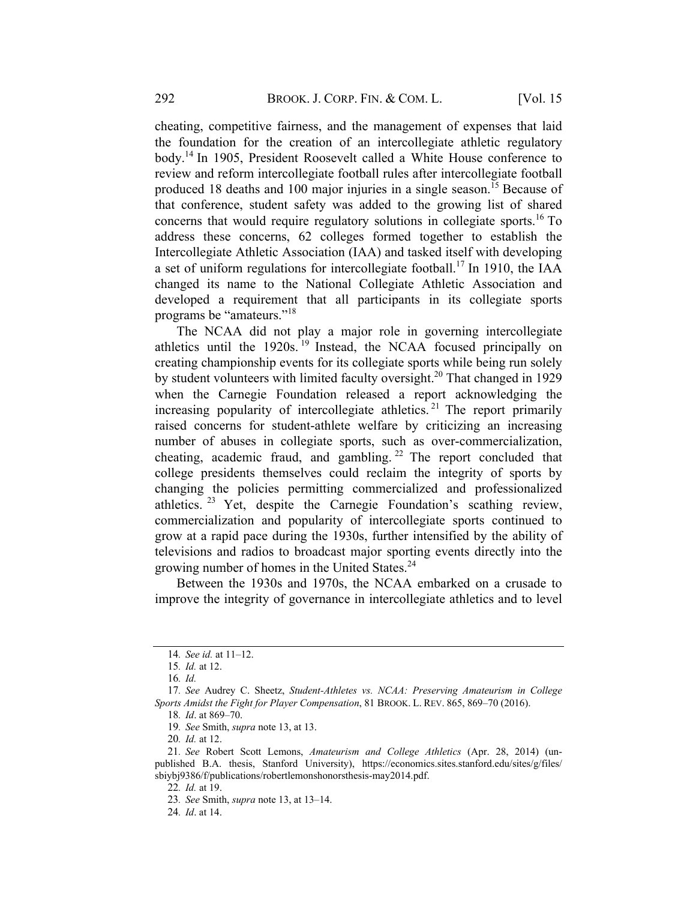cheating, competitive fairness, and the management of expenses that laid the foundation for the creation of an intercollegiate athletic regulatory body.[14] In 1905, President Roosevelt called a White House conference to review and reform intercollegiate football rules after intercollegiate football produced 18 deaths and 100 major injuries in a single season.[15] Because of that conference, student safety was added to the growing list of shared concerns that would require regulatory solutions in collegiate sports.[16] To address these concerns, 62 colleges formed together to establish the Intercollegiate Athletic Association (IAA) and tasked itself with developing a set of uniform regulations for intercollegiate football.[17] In 1910, the IAA changed its name to the National Collegiate Athletic Association and developed a requirement that all participants in its collegiate sports programs be "amateurs."[18]

The NCAA did not play a major role in governing intercollegiate athletics until the 1920s.[19] Instead, the NCAA focused principally on creating championship events for its collegiate sports while being run solely by student volunteers with limited faculty oversight.[20] That changed in 1929 when the Carnegie Foundation released a report acknowledging the increasing popularity of intercollegiate athletics.[21] The report primarily raised concerns for student-athlete welfare by criticizing an increasing number of abuses in collegiate sports, such as over-commercialization, cheating, academic fraud, and gambling.[22] The report concluded that college presidents themselves could reclaim the integrity of sports by changing the policies permitting commercialized and professionalized athletics.[23] Yet, despite the Carnegie Foundation's scathing review, commercialization and popularity of intercollegiate sports continued to grow at a rapid pace during the 1930s, further intensified by the ability of televisions and radios to broadcast major sporting events directly into the growing number of homes in the United States.[24]

Between the 1930s and 1970s, the NCAA embarked on a crusade to improve the integrity of governance in intercollegiate athletics and to level

---

14. *See id.* at 11–12.

15. *Id.* at 12.

16. *Id.*

17. *See* Audrey C. Sheetz, *Student-Athletes vs. NCAA: Preserving Amateurism in College Sports Amidst the Fight for Player Compensation*, 81 BROOK. L. REV. 865, 869–70 (2016).

18. *Id*. at 869–70.

19. *See* Smith, *supra* note 13, at 13.

20. *Id.* at 12.

21. *See* Robert Scott Lemons, *Amateurism and College Athletics* (Apr. 28, 2014) (unpublished B.A. thesis, Stanford University), https://economics.sites.stanford.edu/sites/g/files/sbiybj9386/f/publications/robertlemonshonorsthesis-may2014.pdf.

22. *Id.* at 19.

23. *See* Smith, *supra* note 13, at 13–14.

24. *Id*. at 14.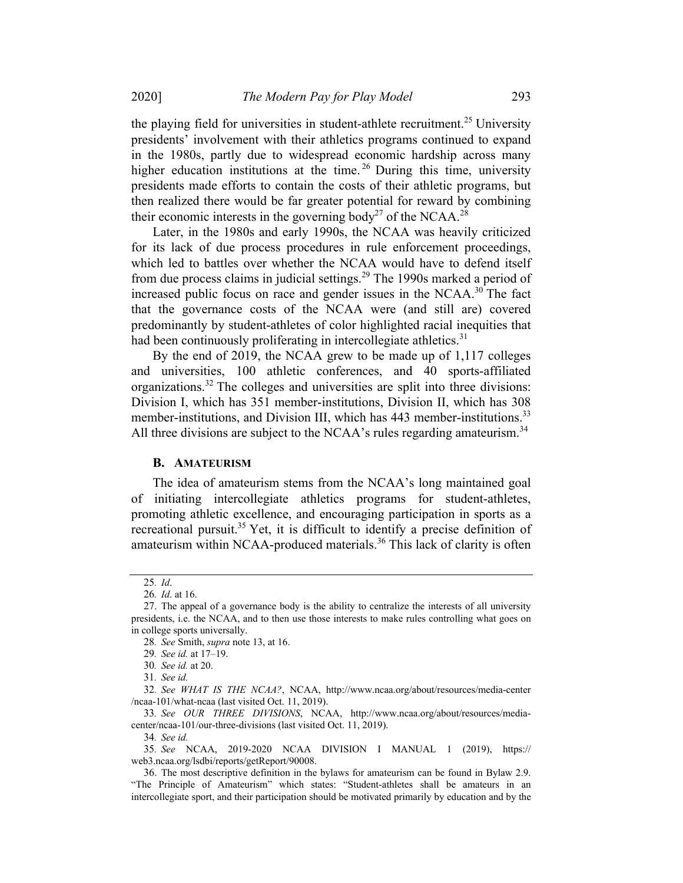the playing field for universities in student-athlete recruitment.[25] University presidents' involvement with their athletics programs continued to expand in the 1980s, partly due to widespread economic hardship across many higher education institutions at the time.[26] During this time, university presidents made efforts to contain the costs of their athletic programs, but then realized there would be far greater potential for reward by combining their economic interests in the governing body[27] of the NCAA.[28]

Later, in the 1980s and early 1990s, the NCAA was heavily criticized for its lack of due process procedures in rule enforcement proceedings, which led to battles over whether the NCAA would have to defend itself from due process claims in judicial settings.[29] The 1990s marked a period of increased public focus on race and gender issues in the NCAA.[30] The fact that the governance costs of the NCAA were (and still are) covered predominantly by student-athletes of color highlighted racial inequities that had been continuously proliferating in intercollegiate athletics.[31]

By the end of 2019, the NCAA grew to be made up of 1,117 colleges and universities, 100 athletic conferences, and 40 sports-affiliated organizations.[32] The colleges and universities are split into three divisions: Division I, which has 351 member-institutions, Division II, which has 308 member-institutions, and Division III, which has 443 member-institutions.[33] All three divisions are subject to the NCAA's rules regarding amateurism.[34]

### B. AMATEURISM

The idea of amateurism stems from the NCAA's long maintained goal of initiating intercollegiate athletics programs for student-athletes, promoting athletic excellence, and encouraging participation in sports as a recreational pursuit.[35] Yet, it is difficult to identify a precise definition of amateurism within NCAA-produced materials.[36] This lack of clarity is often

---

25. *Id*.

26. *Id*. at 16.

27. The appeal of a governance body is the ability to centralize the interests of all university presidents, i.e. the NCAA, and to then use those interests to make rules controlling what goes on in college sports universally.

28. *See* Smith, *supra* note 13, at 16.

29. *See id.* at 17–19.

30. *See id.* at 20.

31. *See id.*

32. *See WHAT IS THE NCAA?*, NCAA, http://www.ncaa.org/about/resources/media-center/ncaa-101/what-ncaa (last visited Oct. 11, 2019).

33. *See OUR THREE DIVISIONS*, NCAA, http://www.ncaa.org/about/resources/media-center/ncaa-101/our-three-divisions (last visited Oct. 11, 2019).

34. *See id.*

35. *See* NCAA, 2019-2020 NCAA DIVISION I MANUAL 1 (2019), https://web3.ncaa.org/lsdbi/reports/getReport/90008.

36. The most descriptive definition in the bylaws for amateurism can be found in Bylaw 2.9. "The Principle of Amateurism" which states: "Student-athletes shall be amateurs in an intercollegiate sport, and their participation should be motivated primarily by education and by the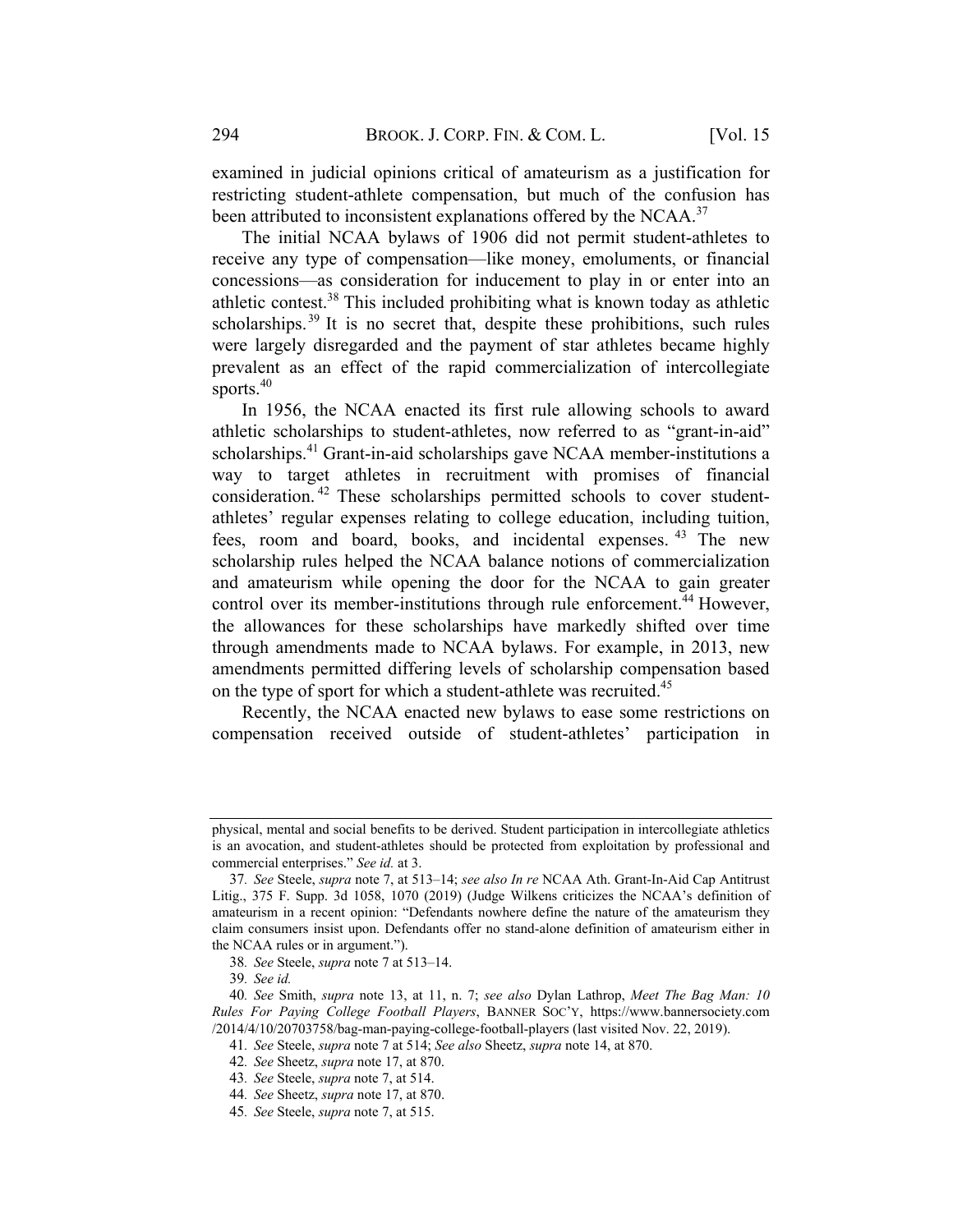examined in judicial opinions critical of amateurism as a justification for restricting student-athlete compensation, but much of the confusion has been attributed to inconsistent explanations offered by the NCAA.[37]

The initial NCAA bylaws of 1906 did not permit student-athletes to receive any type of compensation—like money, emoluments, or financial concessions—as consideration for inducement to play in or enter into an athletic contest.[38] This included prohibiting what is known today as athletic scholarships.[39] It is no secret that, despite these prohibitions, such rules were largely disregarded and the payment of star athletes became highly prevalent as an effect of the rapid commercialization of intercollegiate sports.[40]

In 1956, the NCAA enacted its first rule allowing schools to award athletic scholarships to student-athletes, now referred to as "grant-in-aid" scholarships.[41] Grant-in-aid scholarships gave NCAA member-institutions a way to target athletes in recruitment with promises of financial consideration.[42] These scholarships permitted schools to cover student-athletes' regular expenses relating to college education, including tuition, fees, room and board, books, and incidental expenses.[43] The new scholarship rules helped the NCAA balance notions of commercialization and amateurism while opening the door for the NCAA to gain greater control over its member-institutions through rule enforcement.[44] However, the allowances for these scholarships have markedly shifted over time through amendments made to NCAA bylaws. For example, in 2013, new amendments permitted differing levels of scholarship compensation based on the type of sport for which a student-athlete was recruited.[45]

Recently, the NCAA enacted new bylaws to ease some restrictions on compensation received outside of student-athletes' participation in

---

physical, mental and social benefits to be derived. Student participation in intercollegiate athletics is an avocation, and student-athletes should be protected from exploitation by professional and commercial enterprises." *See id.* at 3.

37. *See* Steele, *supra* note 7, at 513–14; *see also In re* NCAA Ath. Grant-In-Aid Cap Antitrust Litig., 375 F. Supp. 3d 1058, 1070 (2019) (Judge Wilkens criticizes the NCAA's definition of amateurism in a recent opinion: "Defendants nowhere define the nature of the amateurism they claim consumers insist upon. Defendants offer no stand-alone definition of amateurism either in the NCAA rules or in argument.").

38. *See* Steele, *supra* note 7 at 513–14.

39. *See id.*

40. *See* Smith, *supra* note 13, at 11, n. 7; *see also* Dylan Lathrop, *Meet The Bag Man: 10 Rules For Paying College Football Players*, BANNER SOC'Y, https://www.bannersociety.com/2014/4/10/20703758/bag-man-paying-college-football-players (last visited Nov. 22, 2019).

41. *See* Steele, *supra* note 7 at 514; *See also* Sheetz, *supra* note 14, at 870.

42. *See* Sheetz, *supra* note 17, at 870.

43. *See* Steele, *supra* note 7, at 514.

44. *See* Sheetz, *supra* note 17, at 870.

45. *See* Steele, *supra* note 7, at 515.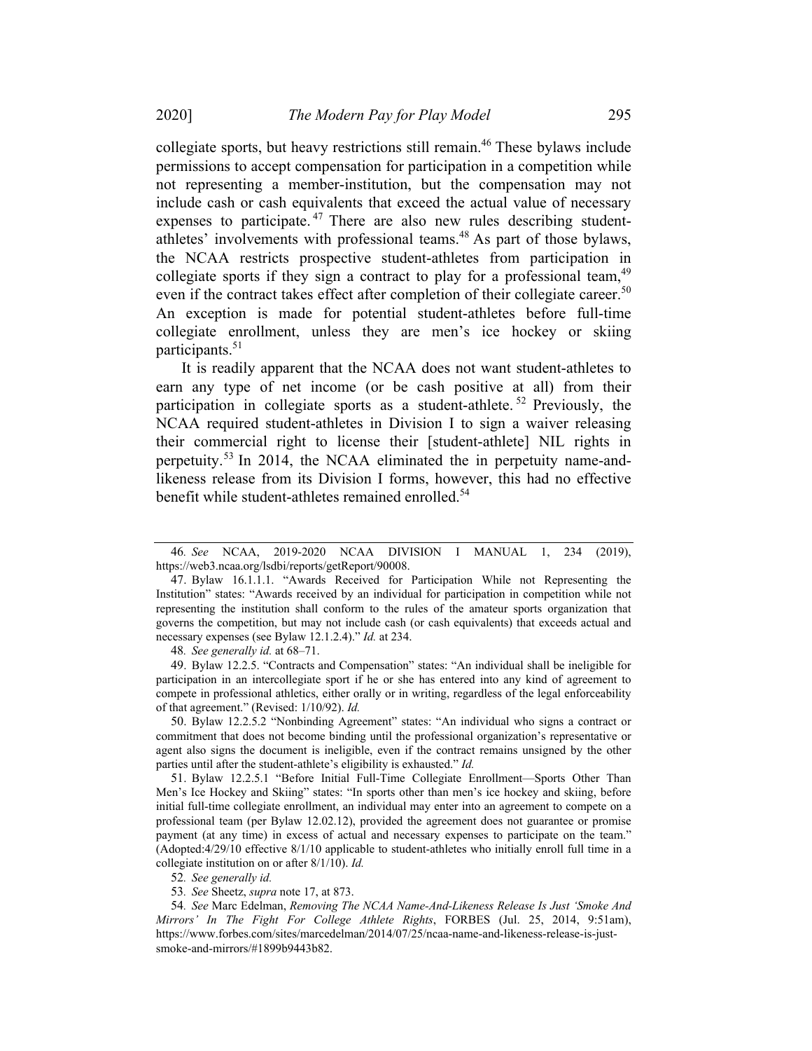collegiate sports, but heavy restrictions still remain.[46] These bylaws include permissions to accept compensation for participation in a competition while not representing a member-institution, but the compensation may not include cash or cash equivalents that exceed the actual value of necessary expenses to participate.[47] There are also new rules describing student-athletes' involvements with professional teams.[48] As part of those bylaws, the NCAA restricts prospective student-athletes from participation in collegiate sports if they sign a contract to play for a professional team,[49] even if the contract takes effect after completion of their collegiate career.[50] An exception is made for potential student-athletes before full-time collegiate enrollment, unless they are men's ice hockey or skiing participants.[51]

It is readily apparent that the NCAA does not want student-athletes to earn any type of net income (or be cash positive at all) from their participation in collegiate sports as a student-athlete.[52] Previously, the NCAA required student-athletes in Division I to sign a waiver releasing their commercial right to license their [student-athlete] NIL rights in perpetuity.[53] In 2014, the NCAA eliminated the in perpetuity name-and-likeness release from its Division I forms, however, this had no effective benefit while student-athletes remained enrolled.[54]

---

46. *See* NCAA, 2019-2020 NCAA DIVISION I MANUAL 1, 234 (2019), https://web3.ncaa.org/lsdbi/reports/getReport/90008.

47. Bylaw 16.1.1.1. "Awards Received for Participation While not Representing the Institution" states: "Awards received by an individual for participation in competition while not representing the institution shall conform to the rules of the amateur sports organization that governs the competition, but may not include cash (or cash equivalents) that exceeds actual and necessary expenses (see Bylaw 12.1.2.4)." *Id.* at 234.

48. *See generally id.* at 68–71.

49. Bylaw 12.2.5. "Contracts and Compensation" states: "An individual shall be ineligible for participation in an intercollegiate sport if he or she has entered into any kind of agreement to compete in professional athletics, either orally or in writing, regardless of the legal enforceability of that agreement." (Revised: 1/10/92). *Id.*

50. Bylaw 12.2.5.2 "Nonbinding Agreement" states: "An individual who signs a contract or commitment that does not become binding until the professional organization's representative or agent also signs the document is ineligible, even if the contract remains unsigned by the other parties until after the student-athlete's eligibility is exhausted." *Id.*

51. Bylaw 12.2.5.1 "Before Initial Full-Time Collegiate Enrollment—Sports Other Than Men's Ice Hockey and Skiing" states: "In sports other than men's ice hockey and skiing, before initial full-time collegiate enrollment, an individual may enter into an agreement to compete on a professional team (per Bylaw 12.02.12), provided the agreement does not guarantee or promise payment (at any time) in excess of actual and necessary expenses to participate on the team." (Adopted:4/29/10 effective 8/1/10 applicable to student-athletes who initially enroll full time in a collegiate institution on or after 8/1/10). *Id.*

52. *See generally id.*

53. *See* Sheetz, *supra* note 17, at 873.

54. *See* Marc Edelman, *Removing The NCAA Name-And-Likeness Release Is Just 'Smoke And Mirrors' In The Fight For College Athlete Rights*, FORBES (Jul. 25, 2014, 9:51am), https://www.forbes.com/sites/marcedelman/2014/07/25/ncaa-name-and-likeness-release-is-just-smoke-and-mirrors/#1899b9443b82.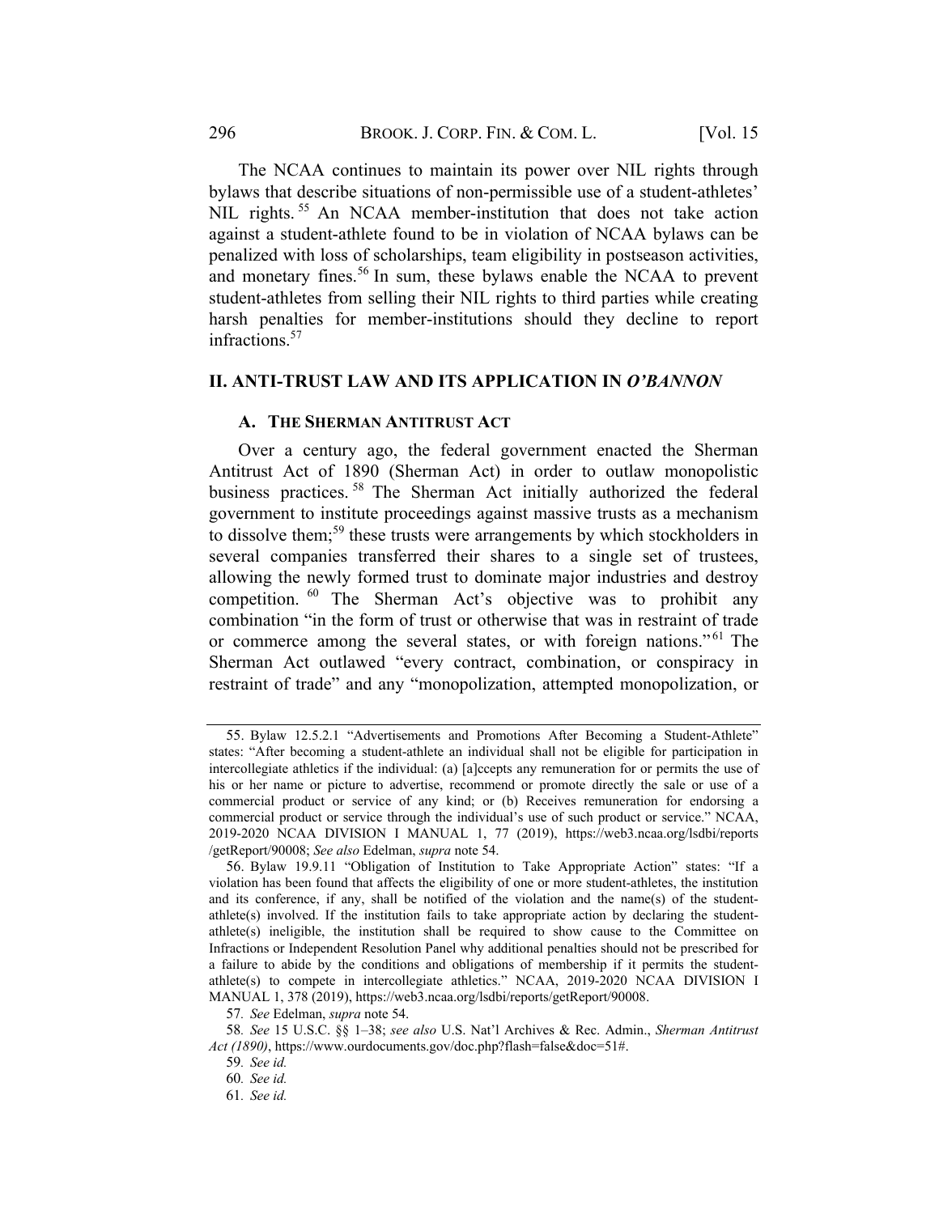The NCAA continues to maintain its power over NIL rights through bylaws that describe situations of non-permissible use of a student-athletes' NIL rights.[55] An NCAA member-institution that does not take action against a student-athlete found to be in violation of NCAA bylaws can be penalized with loss of scholarships, team eligibility in postseason activities, and monetary fines.[56] In sum, these bylaws enable the NCAA to prevent student-athletes from selling their NIL rights to third parties while creating harsh penalties for member-institutions should they decline to report infractions.[57]

## II. ANTI-TRUST LAW AND ITS APPLICATION IN *O'BANNON*

### A. THE SHERMAN ANTITRUST ACT

Over a century ago, the federal government enacted the Sherman Antitrust Act of 1890 (Sherman Act) in order to outlaw monopolistic business practices.[58] The Sherman Act initially authorized the federal government to institute proceedings against massive trusts as a mechanism to dissolve them;[59] these trusts were arrangements by which stockholders in several companies transferred their shares to a single set of trustees, allowing the newly formed trust to dominate major industries and destroy competition.[60] The Sherman Act's objective was to prohibit any combination "in the form of trust or otherwise that was in restraint of trade or commerce among the several states, or with foreign nations."[61] The Sherman Act outlawed "every contract, combination, or conspiracy in restraint of trade" and any "monopolization, attempted monopolization, or

---

55. Bylaw 12.5.2.1 "Advertisements and Promotions After Becoming a Student-Athlete" states: "After becoming a student-athlete an individual shall not be eligible for participation in intercollegiate athletics if the individual: (a) [a]ccepts any remuneration for or permits the use of his or her name or picture to advertise, recommend or promote directly the sale or use of a commercial product or service of any kind; or (b) Receives remuneration for endorsing a commercial product or service through the individual's use of such product or service." NCAA, 2019-2020 NCAA DIVISION I MANUAL 1, 77 (2019), https://web3.ncaa.org/lsdbi/reports/getReport/90008; *See also* Edelman, *supra* note 54.

56. Bylaw 19.9.11 "Obligation of Institution to Take Appropriate Action" states: "If a violation has been found that affects the eligibility of one or more student-athletes, the institution and its conference, if any, shall be notified of the violation and the name(s) of the student-athlete(s) involved. If the institution fails to take appropriate action by declaring the student-athlete(s) ineligible, the institution shall be required to show cause to the Committee on Infractions or Independent Resolution Panel why additional penalties should not be prescribed for a failure to abide by the conditions and obligations of membership if it permits the student-athlete(s) to compete in intercollegiate athletics." NCAA, 2019-2020 NCAA DIVISION I MANUAL 1, 378 (2019), https://web3.ncaa.org/lsdbi/reports/getReport/90008.

57. *See* Edelman, *supra* note 54.

58. *See* 15 U.S.C. §§ 1–38; *see also* U.S. Nat'l Archives & Rec. Admin., *Sherman Antitrust Act (1890)*, https://www.ourdocuments.gov/doc.php?flash=false&doc=51#.

59. *See id.*

60. *See id.*

61. *See id.*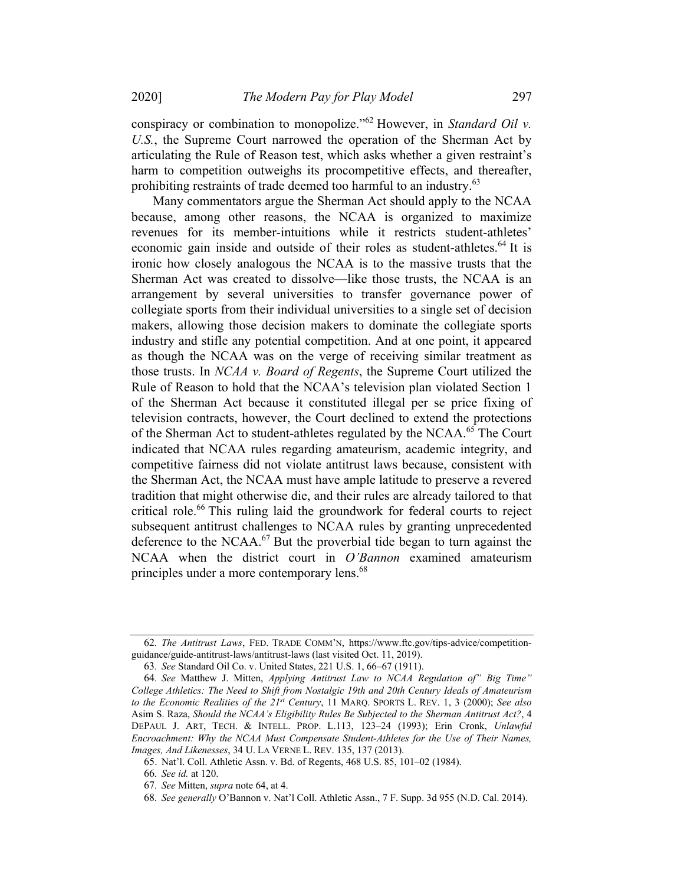conspiracy or combination to monopolize."[62] However, in *Standard Oil v. U.S.*, the Supreme Court narrowed the operation of the Sherman Act by articulating the Rule of Reason test, which asks whether a given restraint's harm to competition outweighs its procompetitive effects, and thereafter, prohibiting restraints of trade deemed too harmful to an industry.[63]

Many commentators argue the Sherman Act should apply to the NCAA because, among other reasons, the NCAA is organized to maximize revenues for its member-intuitions while it restricts student-athletes' economic gain inside and outside of their roles as student-athletes.[64] It is ironic how closely analogous the NCAA is to the massive trusts that the Sherman Act was created to dissolve—like those trusts, the NCAA is an arrangement by several universities to transfer governance power of collegiate sports from their individual universities to a single set of decision makers, allowing those decision makers to dominate the collegiate sports industry and stifle any potential competition. And at one point, it appeared as though the NCAA was on the verge of receiving similar treatment as those trusts. In *NCAA v. Board of Regents*, the Supreme Court utilized the Rule of Reason to hold that the NCAA's television plan violated Section 1 of the Sherman Act because it constituted illegal per se price fixing of television contracts, however, the Court declined to extend the protections of the Sherman Act to student-athletes regulated by the NCAA.[65] The Court indicated that NCAA rules regarding amateurism, academic integrity, and competitive fairness did not violate antitrust laws because, consistent with the Sherman Act, the NCAA must have ample latitude to preserve a revered tradition that might otherwise die, and their rules are already tailored to that critical role.[66] This ruling laid the groundwork for federal courts to reject subsequent antitrust challenges to NCAA rules by granting unprecedented deference to the NCAA.[67] But the proverbial tide began to turn against the NCAA when the district court in *O'Bannon* examined amateurism principles under a more contemporary lens.[68]

---

62. *The Antitrust Laws*, FED. TRADE COMM'N, https://www.ftc.gov/tips-advice/competition-guidance/guide-antitrust-laws/antitrust-laws (last visited Oct. 11, 2019).

63. *See* Standard Oil Co. v. United States, 221 U.S. 1, 66–67 (1911).

64. *See* Matthew J. Mitten, *Applying Antitrust Law to NCAA Regulation of" Big Time" College Athletics: The Need to Shift from Nostalgic 19th and 20th Century Ideals of Amateurism to the Economic Realities of the 21st Century*, 11 MARQ. SPORTS L. REV. 1, 3 (2000); *See also* Asim S. Raza, *Should the NCAA's Eligibility Rules Be Subjected to the Sherman Antitrust Act?*, 4 DEPAUL J. ART, TECH. & INTELL. PROP. L.113, 123–24 (1993); Erin Cronk, *Unlawful Encroachment: Why the NCAA Must Compensate Student-Athletes for the Use of Their Names, Images, And Likenesses*, 34 U. LA VERNE L. REV. 135, 137 (2013).

65. Nat'l. Coll. Athletic Assn. v. Bd. of Regents, 468 U.S. 85, 101–02 (1984).

66. *See id.* at 120.

67. *See* Mitten, *supra* note 64, at 4.

68. *See generally* O'Bannon v. Nat'l Coll. Athletic Assn., 7 F. Supp. 3d 955 (N.D. Cal. 2014).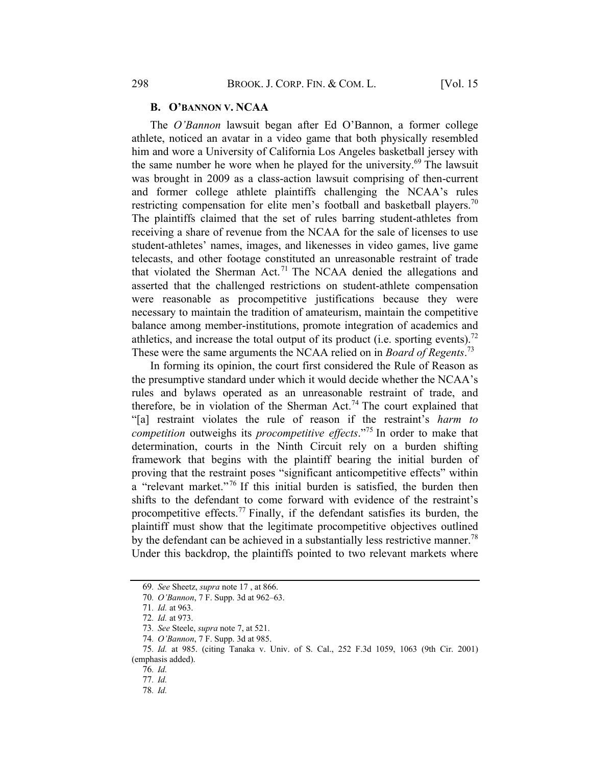### B. O'BANNON V. NCAA

The *O'Bannon* lawsuit began after Ed O'Bannon, a former college athlete, noticed an avatar in a video game that both physically resembled him and wore a University of California Los Angeles basketball jersey with the same number he wore when he played for the university.[69] The lawsuit was brought in 2009 as a class-action lawsuit comprising of then-current and former college athlete plaintiffs challenging the NCAA's rules restricting compensation for elite men's football and basketball players.[70] The plaintiffs claimed that the set of rules barring student-athletes from receiving a share of revenue from the NCAA for the sale of licenses to use student-athletes' names, images, and likenesses in video games, live game telecasts, and other footage constituted an unreasonable restraint of trade that violated the Sherman Act.[71] The NCAA denied the allegations and asserted that the challenged restrictions on student-athlete compensation were reasonable as procompetitive justifications because they were necessary to maintain the tradition of amateurism, maintain the competitive balance among member-institutions, promote integration of academics and athletics, and increase the total output of its product (i.e. sporting events).[72] These were the same arguments the NCAA relied on in *Board of Regents*.[73]

In forming its opinion, the court first considered the Rule of Reason as the presumptive standard under which it would decide whether the NCAA's rules and bylaws operated as an unreasonable restraint of trade, and therefore, be in violation of the Sherman Act.[74] The court explained that "[a] restraint violates the rule of reason if the restraint's *harm to competition* outweighs its *procompetitive effects*."[75] In order to make that determination, courts in the Ninth Circuit rely on a burden shifting framework that begins with the plaintiff bearing the initial burden of proving that the restraint poses "significant anticompetitive effects" within a "relevant market."[76] If this initial burden is satisfied, the burden then shifts to the defendant to come forward with evidence of the restraint's procompetitive effects.[77] Finally, if the defendant satisfies its burden, the plaintiff must show that the legitimate procompetitive objectives outlined by the defendant can be achieved in a substantially less restrictive manner.[78] Under this backdrop, the plaintiffs pointed to two relevant markets where

---

69. *See* Sheetz, *supra* note 17 , at 866.

70. *O'Bannon*, 7 F. Supp. 3d at 962–63.

71. *Id.* at 963.

72. *Id.* at 973.

73. *See* Steele, *supra* note 7, at 521.

74. *O'Bannon*, 7 F. Supp. 3d at 985.

75. *Id.* at 985. (citing Tanaka v. Univ. of S. Cal., 252 F.3d 1059, 1063 (9th Cir. 2001) (emphasis added).

76. *Id.*

77. *Id.*

78. *Id.*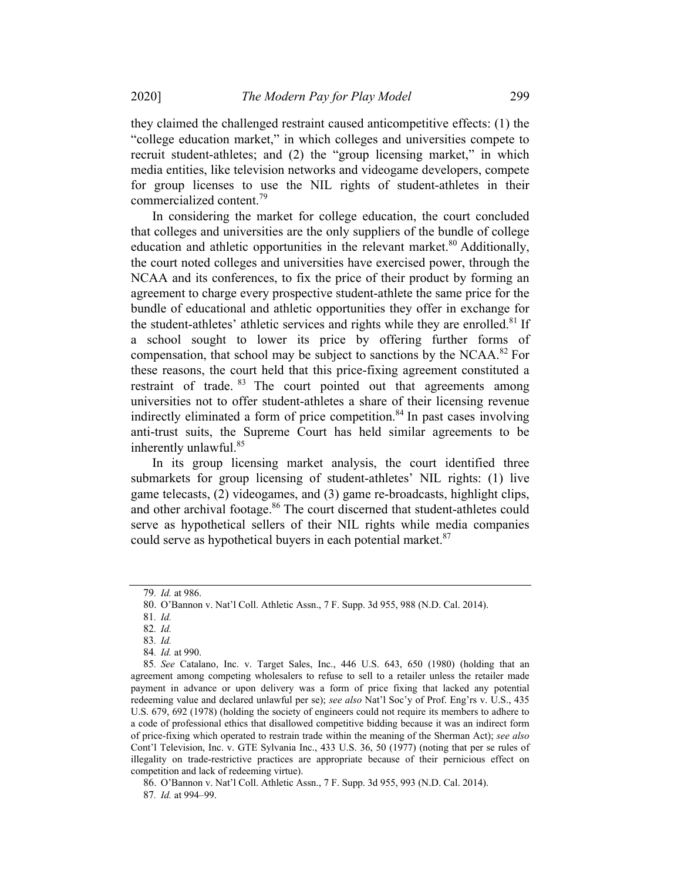they claimed the challenged restraint caused anticompetitive effects: (1) the "college education market," in which colleges and universities compete to recruit student-athletes; and (2) the "group licensing market," in which media entities, like television networks and videogame developers, compete for group licenses to use the NIL rights of student-athletes in their commercialized content.[79]

In considering the market for college education, the court concluded that colleges and universities are the only suppliers of the bundle of college education and athletic opportunities in the relevant market.[80] Additionally, the court noted colleges and universities have exercised power, through the NCAA and its conferences, to fix the price of their product by forming an agreement to charge every prospective student-athlete the same price for the bundle of educational and athletic opportunities they offer in exchange for the student-athletes' athletic services and rights while they are enrolled.[81] If a school sought to lower its price by offering further forms of compensation, that school may be subject to sanctions by the NCAA.[82] For these reasons, the court held that this price-fixing agreement constituted a restraint of trade.[83] The court pointed out that agreements among universities not to offer student-athletes a share of their licensing revenue indirectly eliminated a form of price competition.[84] In past cases involving anti-trust suits, the Supreme Court has held similar agreements to be inherently unlawful.[85]

In its group licensing market analysis, the court identified three submarkets for group licensing of student-athletes' NIL rights: (1) live game telecasts, (2) videogames, and (3) game re-broadcasts, highlight clips, and other archival footage.[86] The court discerned that student-athletes could serve as hypothetical sellers of their NIL rights while media companies could serve as hypothetical buyers in each potential market.[87]

---

79. *Id.* at 986.

80. O'Bannon v. Nat'l Coll. Athletic Assn., 7 F. Supp. 3d 955, 988 (N.D. Cal. 2014).

81. *Id.*

82. *Id.*

83. *Id.*

84. *Id.* at 990.

85. *See* Catalano, Inc. v. Target Sales, Inc., 446 U.S. 643, 650 (1980) (holding that an agreement among competing wholesalers to refuse to sell to a retailer unless the retailer made payment in advance or upon delivery was a form of price fixing that lacked any potential redeeming value and declared unlawful per se); *see also* Nat'l Soc'y of Prof. Eng'rs v. U.S., 435 U.S. 679, 692 (1978) (holding the society of engineers could not require its members to adhere to a code of professional ethics that disallowed competitive bidding because it was an indirect form of price-fixing which operated to restrain trade within the meaning of the Sherman Act); *see also* Cont'l Television, Inc. v. GTE Sylvania Inc., 433 U.S. 36, 50 (1977) (noting that per se rules of illegality on trade-restrictive practices are appropriate because of their pernicious effect on competition and lack of redeeming virtue).

86. O'Bannon v. Nat'l Coll. Athletic Assn., 7 F. Supp. 3d 955, 993 (N.D. Cal. 2014).

87. *Id.* at 994–99.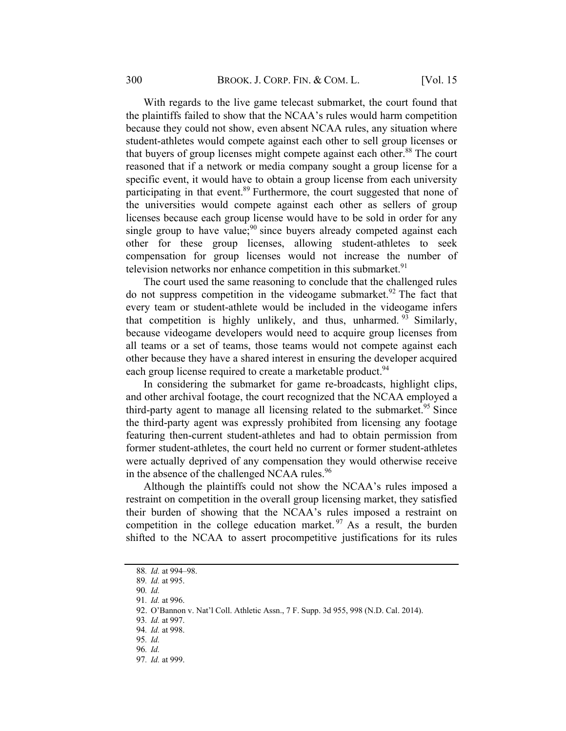With regards to the live game telecast submarket, the court found that the plaintiffs failed to show that the NCAA's rules would harm competition because they could not show, even absent NCAA rules, any situation where student-athletes would compete against each other to sell group licenses or that buyers of group licenses might compete against each other.[88] The court reasoned that if a network or media company sought a group license for a specific event, it would have to obtain a group license from each university participating in that event.[89] Furthermore, the court suggested that none of the universities would compete against each other as sellers of group licenses because each group license would have to be sold in order for any single group to have value;[90] since buyers already competed against each other for these group licenses, allowing student-athletes to seek compensation for group licenses would not increase the number of television networks nor enhance competition in this submarket.[91]

The court used the same reasoning to conclude that the challenged rules do not suppress competition in the videogame submarket.[92] The fact that every team or student-athlete would be included in the videogame infers that competition is highly unlikely, and thus, unharmed.[93] Similarly, because videogame developers would need to acquire group licenses from all teams or a set of teams, those teams would not compete against each other because they have a shared interest in ensuring the developer acquired each group license required to create a marketable product.[94]

In considering the submarket for game re-broadcasts, highlight clips, and other archival footage, the court recognized that the NCAA employed a third-party agent to manage all licensing related to the submarket.[95] Since the third-party agent was expressly prohibited from licensing any footage featuring then-current student-athletes and had to obtain permission from former student-athletes, the court held no current or former student-athletes were actually deprived of any compensation they would otherwise receive in the absence of the challenged NCAA rules.[96]

Although the plaintiffs could not show the NCAA's rules imposed a restraint on competition in the overall group licensing market, they satisfied their burden of showing that the NCAA's rules imposed a restraint on competition in the college education market.[97] As a result, the burden shifted to the NCAA to assert procompetitive justifications for its rules

---

88. *Id.* at 994–98.
89. *Id.* at 995.
90. *Id.*
91. *Id.* at 996.
92. O'Bannon v. Nat'l Coll. Athletic Assn., 7 F. Supp. 3d 955, 998 (N.D. Cal. 2014).
93. *Id.* at 997.
94. *Id.* at 998.
95. *Id.*
96. *Id.*
97. *Id.* at 999.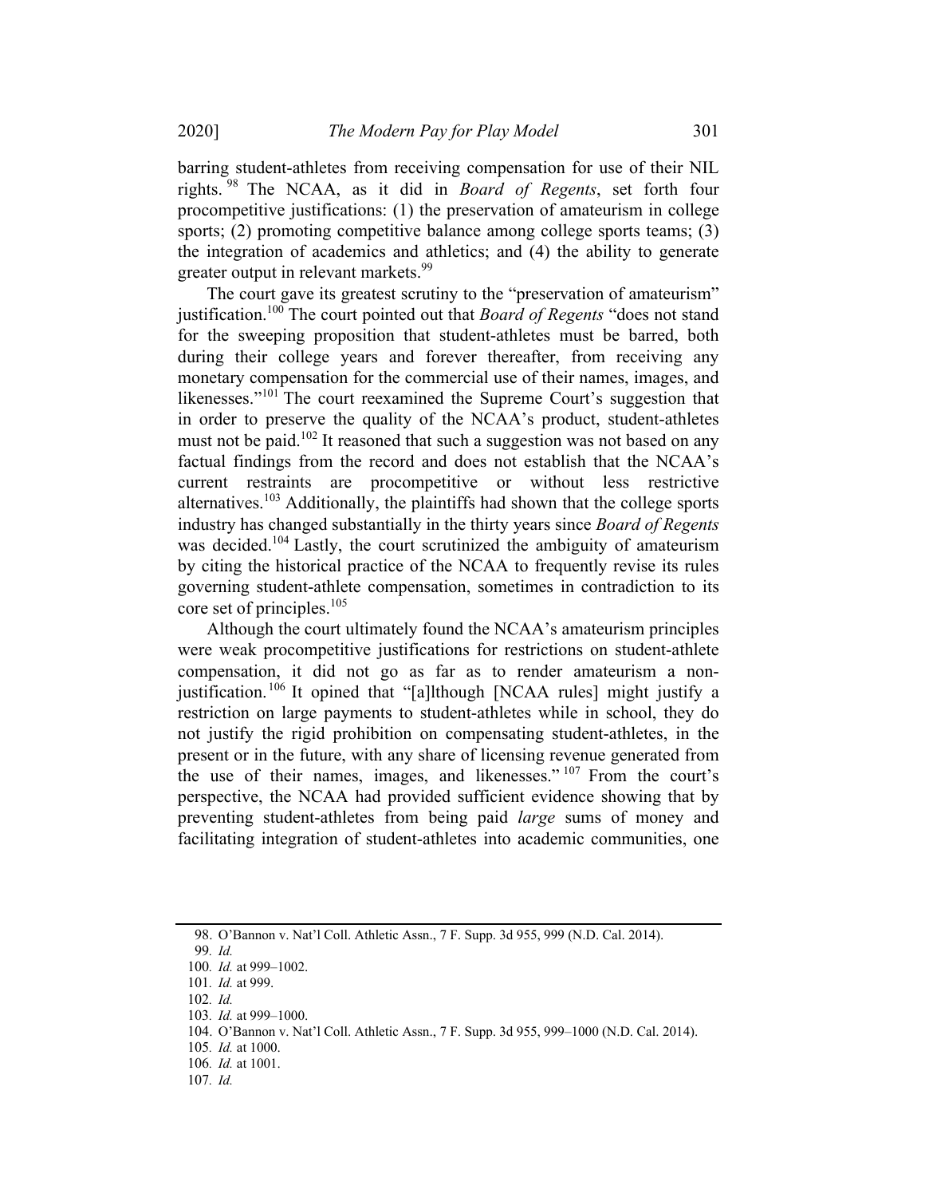barring student-athletes from receiving compensation for use of their NIL rights.[98] The NCAA, as it did in *Board of Regents*, set forth four procompetitive justifications: (1) the preservation of amateurism in college sports; (2) promoting competitive balance among college sports teams; (3) the integration of academics and athletics; and (4) the ability to generate greater output in relevant markets.[99]

The court gave its greatest scrutiny to the "preservation of amateurism" justification.[100] The court pointed out that *Board of Regents* "does not stand for the sweeping proposition that student-athletes must be barred, both during their college years and forever thereafter, from receiving any monetary compensation for the commercial use of their names, images, and likenesses."[101] The court reexamined the Supreme Court's suggestion that in order to preserve the quality of the NCAA's product, student-athletes must not be paid.[102] It reasoned that such a suggestion was not based on any factual findings from the record and does not establish that the NCAA's current restraints are procompetitive or without less restrictive alternatives.[103] Additionally, the plaintiffs had shown that the college sports industry has changed substantially in the thirty years since *Board of Regents* was decided.[104] Lastly, the court scrutinized the ambiguity of amateurism by citing the historical practice of the NCAA to frequently revise its rules governing student-athlete compensation, sometimes in contradiction to its core set of principles.[105]

Although the court ultimately found the NCAA's amateurism principles were weak procompetitive justifications for restrictions on student-athlete compensation, it did not go as far as to render amateurism a non-justification.[106] It opined that "[a]lthough [NCAA rules] might justify a restriction on large payments to student-athletes while in school, they do not justify the rigid prohibition on compensating student-athletes, in the present or in the future, with any share of licensing revenue generated from the use of their names, images, and likenesses."[107] From the court's perspective, the NCAA had provided sufficient evidence showing that by preventing student-athletes from being paid *large* sums of money and facilitating integration of student-athletes into academic communities, one

---

98. O'Bannon v. Nat'l Coll. Athletic Assn., 7 F. Supp. 3d 955, 999 (N.D. Cal. 2014).

99. *Id.*

100. *Id.* at 999–1002.

101. *Id.* at 999.

102. *Id.*

103. *Id.* at 999–1000.

104. O'Bannon v. Nat'l Coll. Athletic Assn., 7 F. Supp. 3d 955, 999–1000 (N.D. Cal. 2014).

105. *Id.* at 1000.

106. *Id.* at 1001.

107. *Id.*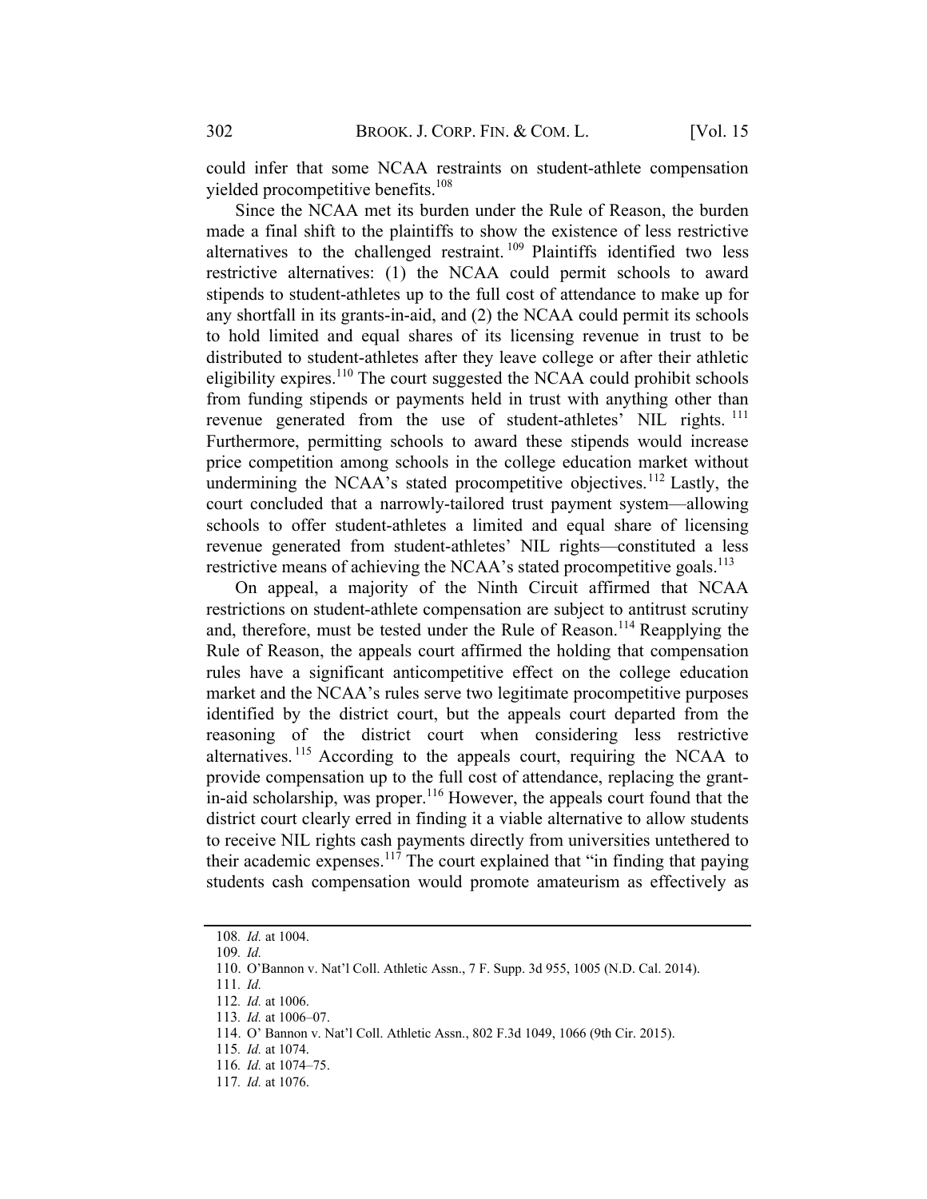could infer that some NCAA restraints on student-athlete compensation yielded procompetitive benefits.[108]

Since the NCAA met its burden under the Rule of Reason, the burden made a final shift to the plaintiffs to show the existence of less restrictive alternatives to the challenged restraint.[109] Plaintiffs identified two less restrictive alternatives: (1) the NCAA could permit schools to award stipends to student-athletes up to the full cost of attendance to make up for any shortfall in its grants-in-aid, and (2) the NCAA could permit its schools to hold limited and equal shares of its licensing revenue in trust to be distributed to student-athletes after they leave college or after their athletic eligibility expires.[110] The court suggested the NCAA could prohibit schools from funding stipends or payments held in trust with anything other than revenue generated from the use of student-athletes' NIL rights.[111] Furthermore, permitting schools to award these stipends would increase price competition among schools in the college education market without undermining the NCAA's stated procompetitive objectives.[112] Lastly, the court concluded that a narrowly-tailored trust payment system—allowing schools to offer student-athletes a limited and equal share of licensing revenue generated from student-athletes' NIL rights—constituted a less restrictive means of achieving the NCAA's stated procompetitive goals.[113]

On appeal, a majority of the Ninth Circuit affirmed that NCAA restrictions on student-athlete compensation are subject to antitrust scrutiny and, therefore, must be tested under the Rule of Reason.[114] Reapplying the Rule of Reason, the appeals court affirmed the holding that compensation rules have a significant anticompetitive effect on the college education market and the NCAA's rules serve two legitimate procompetitive purposes identified by the district court, but the appeals court departed from the reasoning of the district court when considering less restrictive alternatives.[115] According to the appeals court, requiring the NCAA to provide compensation up to the full cost of attendance, replacing the grant-in-aid scholarship, was proper.[116] However, the appeals court found that the district court clearly erred in finding it a viable alternative to allow students to receive NIL rights cash payments directly from universities untethered to their academic expenses.[117] The court explained that "in finding that paying students cash compensation would promote amateurism as effectively as

---

108. *Id.* at 1004.

109. *Id.*

110. O'Bannon v. Nat'l Coll. Athletic Assn., 7 F. Supp. 3d 955, 1005 (N.D. Cal. 2014).

111. *Id.*

112. *Id.* at 1006.

113. *Id.* at 1006–07.

114. O' Bannon v. Nat'l Coll. Athletic Assn., 802 F.3d 1049, 1066 (9th Cir. 2015).

115. *Id.* at 1074.

116. *Id.* at 1074–75.

117. *Id.* at 1076.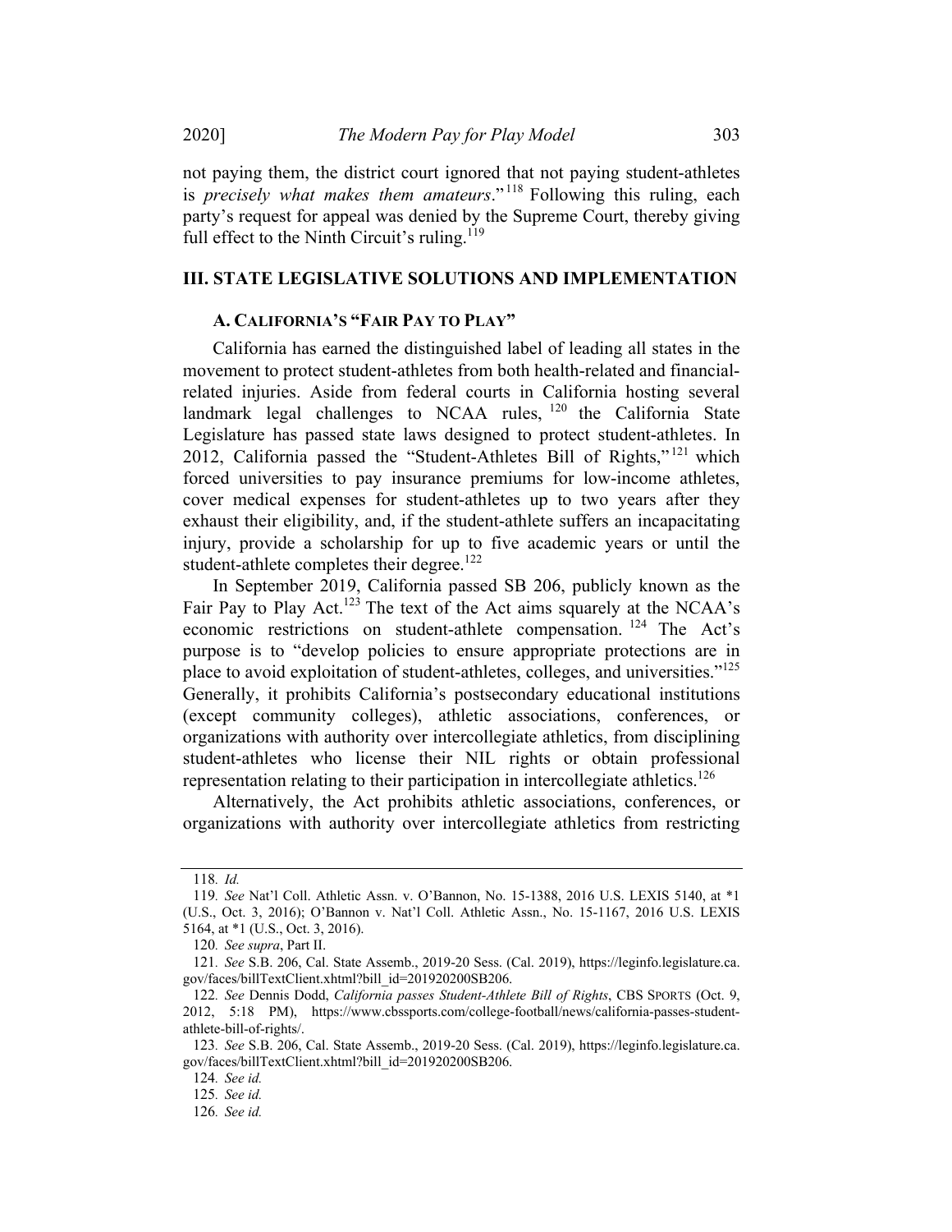not paying them, the district court ignored that not paying student-athletes is *precisely what makes them amateurs*."[118] Following this ruling, each party's request for appeal was denied by the Supreme Court, thereby giving full effect to the Ninth Circuit's ruling.[119]

## III. STATE LEGISLATIVE SOLUTIONS AND IMPLEMENTATION

### A. CALIFORNIA'S "FAIR PAY TO PLAY"

California has earned the distinguished label of leading all states in the movement to protect student-athletes from both health-related and financial-related injuries. Aside from federal courts in California hosting several landmark legal challenges to NCAA rules,[120] the California State Legislature has passed state laws designed to protect student-athletes. In 2012, California passed the "Student-Athletes Bill of Rights,"[121] which forced universities to pay insurance premiums for low-income athletes, cover medical expenses for student-athletes up to two years after they exhaust their eligibility, and, if the student-athlete suffers an incapacitating injury, provide a scholarship for up to five academic years or until the student-athlete completes their degree.[122]

In September 2019, California passed SB 206, publicly known as the Fair Pay to Play Act.[123] The text of the Act aims squarely at the NCAA's economic restrictions on student-athlete compensation.[124] The Act's purpose is to "develop policies to ensure appropriate protections are in place to avoid exploitation of student-athletes, colleges, and universities."[125] Generally, it prohibits California's postsecondary educational institutions (except community colleges), athletic associations, conferences, or organizations with authority over intercollegiate athletics, from disciplining student-athletes who license their NIL rights or obtain professional representation relating to their participation in intercollegiate athletics.[126]

Alternatively, the Act prohibits athletic associations, conferences, or organizations with authority over intercollegiate athletics from restricting

---

118. *Id.*

119. *See* Nat'l Coll. Athletic Assn. v. O'Bannon, No. 15-1388, 2016 U.S. LEXIS 5140, at *1 (U.S., Oct. 3, 2016); O'Bannon v. Nat'l Coll. Athletic Assn., No. 15-1167, 2016 U.S. LEXIS 5164, at *1 (U.S., Oct. 3, 2016).

120. *See supra*, Part II.

121. *See* S.B. 206, Cal. State Assemb., 2019-20 Sess. (Cal. 2019), https://leginfo.legislature.ca.gov/faces/billTextClient.xhtml?bill_id=201920200SB206.

122. *See* Dennis Dodd, *California passes Student-Athlete Bill of Rights*, CBS SPORTS (Oct. 9, 2012, 5:18 PM), https://www.cbssports.com/college-football/news/california-passes-student-athlete-bill-of-rights/.

123. *See* S.B. 206, Cal. State Assemb., 2019-20 Sess. (Cal. 2019), https://leginfo.legislature.ca.gov/faces/billTextClient.xhtml?bill_id=201920200SB206.

124. *See id.*

125. *See id.*

126. *See id.*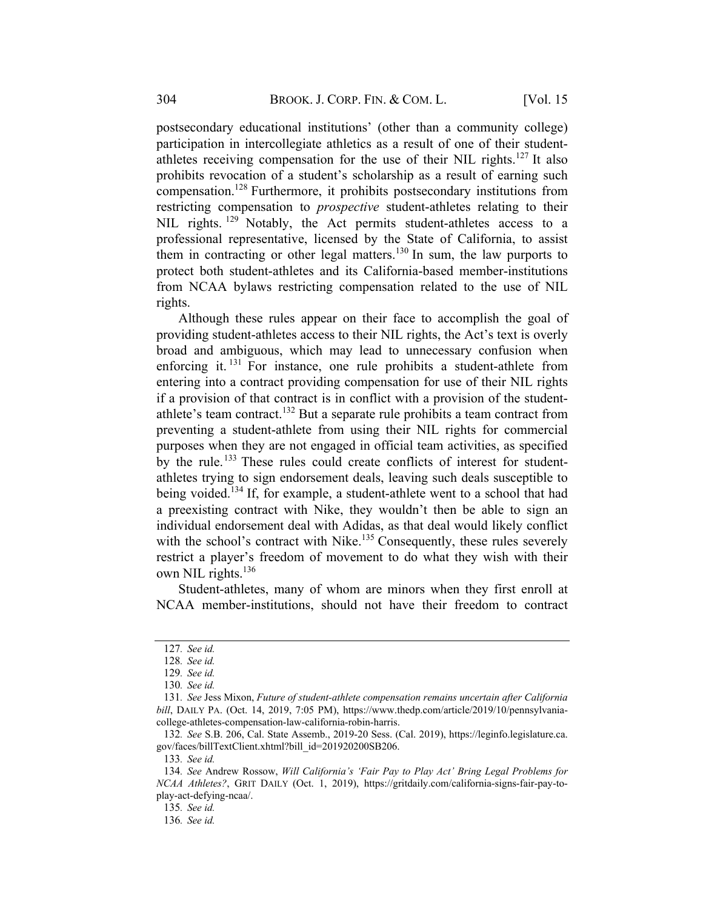postsecondary educational institutions' (other than a community college) participation in intercollegiate athletics as a result of one of their student-athletes receiving compensation for the use of their NIL rights.[127] It also prohibits revocation of a student's scholarship as a result of earning such compensation.[128] Furthermore, it prohibits postsecondary institutions from restricting compensation to *prospective* student-athletes relating to their NIL rights.[129] Notably, the Act permits student-athletes access to a professional representative, licensed by the State of California, to assist them in contracting or other legal matters.[130] In sum, the law purports to protect both student-athletes and its California-based member-institutions from NCAA bylaws restricting compensation related to the use of NIL rights.

Although these rules appear on their face to accomplish the goal of providing student-athletes access to their NIL rights, the Act's text is overly broad and ambiguous, which may lead to unnecessary confusion when enforcing it.[131] For instance, one rule prohibits a student-athlete from entering into a contract providing compensation for use of their NIL rights if a provision of that contract is in conflict with a provision of the student-athlete's team contract.[132] But a separate rule prohibits a team contract from preventing a student-athlete from using their NIL rights for commercial purposes when they are not engaged in official team activities, as specified by the rule.[133] These rules could create conflicts of interest for student-athletes trying to sign endorsement deals, leaving such deals susceptible to being voided.[134] If, for example, a student-athlete went to a school that had a preexisting contract with Nike, they wouldn't then be able to sign an individual endorsement deal with Adidas, as that deal would likely conflict with the school's contract with Nike.[135] Consequently, these rules severely restrict a player's freedom of movement to do what they wish with their own NIL rights.[136]

Student-athletes, many of whom are minors when they first enroll at NCAA member-institutions, should not have their freedom to contract

---

127. *See id.*

128. *See id.*

129. *See id.*

130. *See id.*

131. *See* Jess Mixon, *Future of student-athlete compensation remains uncertain after California bill*, DAILY PA. (Oct. 14, 2019, 7:05 PM), https://www.thedp.com/article/2019/10/pennsylvania-college-athletes-compensation-law-california-robin-harris.

132. *See* S.B. 206, Cal. State Assemb., 2019-20 Sess. (Cal. 2019), https://leginfo.legislature.ca.gov/faces/billTextClient.xhtml?bill_id=201920200SB206.

133. *See id.*

134. *See* Andrew Rossow, *Will California's 'Fair Pay to Play Act' Bring Legal Problems for NCAA Athletes?*, GRIT DAILY (Oct. 1, 2019), https://gritdaily.com/california-signs-fair-pay-to-play-act-defying-ncaa/.

135. *See id.*

136. *See id.*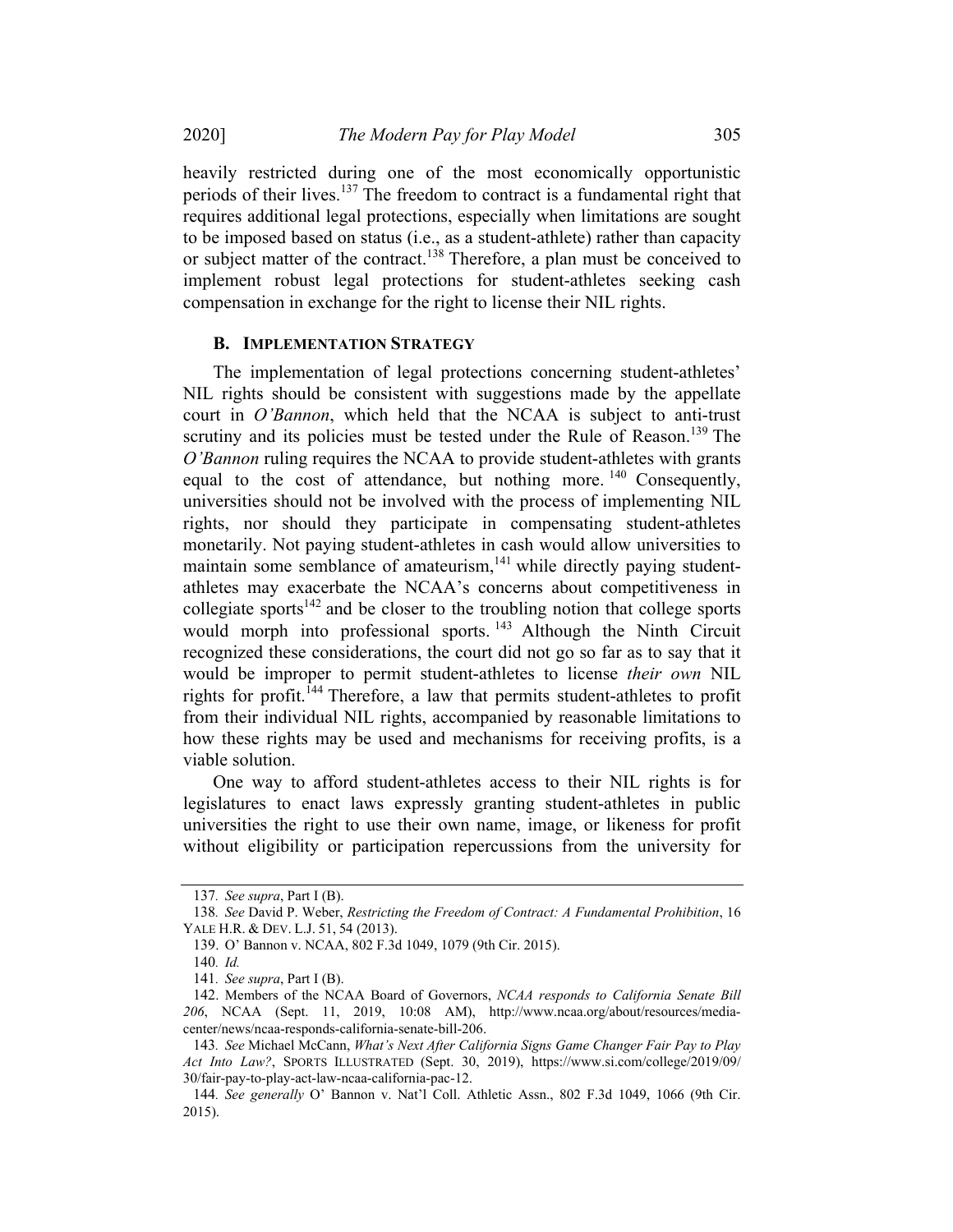heavily restricted during one of the most economically opportunistic periods of their lives.[137] The freedom to contract is a fundamental right that requires additional legal protections, especially when limitations are sought to be imposed based on status (i.e., as a student-athlete) rather than capacity or subject matter of the contract.[138] Therefore, a plan must be conceived to implement robust legal protections for student-athletes seeking cash compensation in exchange for the right to license their NIL rights.

### B. IMPLEMENTATION STRATEGY

The implementation of legal protections concerning student-athletes' NIL rights should be consistent with suggestions made by the appellate court in *O'Bannon*, which held that the NCAA is subject to anti-trust scrutiny and its policies must be tested under the Rule of Reason.[139] The *O'Bannon* ruling requires the NCAA to provide student-athletes with grants equal to the cost of attendance, but nothing more.[140] Consequently, universities should not be involved with the process of implementing NIL rights, nor should they participate in compensating student-athletes monetarily. Not paying student-athletes in cash would allow universities to maintain some semblance of amateurism,[141] while directly paying student-athletes may exacerbate the NCAA's concerns about competitiveness in collegiate sports[142] and be closer to the troubling notion that college sports would morph into professional sports.[143] Although the Ninth Circuit recognized these considerations, the court did not go so far as to say that it would be improper to permit student-athletes to license *their own* NIL rights for profit.[144] Therefore, a law that permits student-athletes to profit from their individual NIL rights, accompanied by reasonable limitations to how these rights may be used and mechanisms for receiving profits, is a viable solution.

One way to afford student-athletes access to their NIL rights is for legislatures to enact laws expressly granting student-athletes in public universities the right to use their own name, image, or likeness for profit without eligibility or participation repercussions from the university for

---

137. *See supra*, Part I (B).

138. *See* David P. Weber, *Restricting the Freedom of Contract: A Fundamental Prohibition*, 16 YALE H.R. & DEV. L.J. 51, 54 (2013).

139. O' Bannon v. NCAA, 802 F.3d 1049, 1079 (9th Cir. 2015).

140. *Id.*

141. *See supra*, Part I (B).

142. Members of the NCAA Board of Governors, *NCAA responds to California Senate Bill 206*, NCAA (Sept. 11, 2019, 10:08 AM), http://www.ncaa.org/about/resources/media-center/news/ncaa-responds-california-senate-bill-206.

143. *See* Michael McCann, *What's Next After California Signs Game Changer Fair Pay to Play Act Into Law?*, SPORTS ILLUSTRATED (Sept. 30, 2019), https://www.si.com/college/2019/09/30/fair-pay-to-play-act-law-ncaa-california-pac-12.

144. *See generally* O' Bannon v. Nat'l Coll. Athletic Assn., 802 F.3d 1049, 1066 (9th Cir. 2015).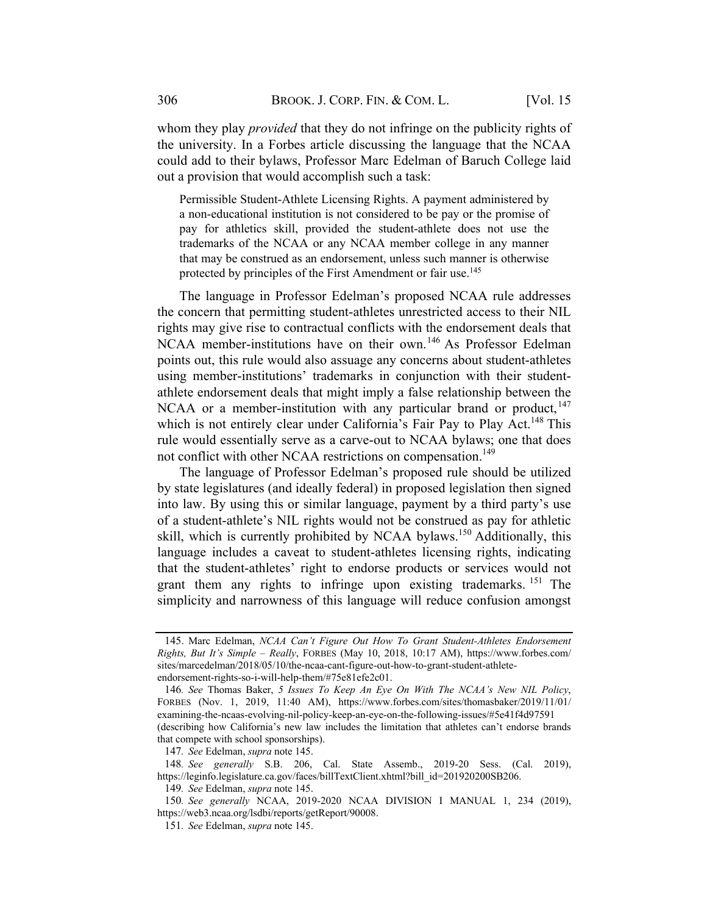whom they play *provided* that they do not infringe on the publicity rights of the university. In a Forbes article discussing the language that the NCAA could add to their bylaws, Professor Marc Edelman of Baruch College laid out a provision that would accomplish such a task:

> Permissible Student-Athlete Licensing Rights. A payment administered by a non-educational institution is not considered to be pay or the promise of pay for athletics skill, provided the student-athlete does not use the trademarks of the NCAA or any NCAA member college in any manner that may be construed as an endorsement, unless such manner is otherwise protected by principles of the First Amendment or fair use.[145]

The language in Professor Edelman's proposed NCAA rule addresses the concern that permitting student-athletes unrestricted access to their NIL rights may give rise to contractual conflicts with the endorsement deals that NCAA member-institutions have on their own.[146] As Professor Edelman points out, this rule would also assuage any concerns about student-athletes using member-institutions' trademarks in conjunction with their student-athlete endorsement deals that might imply a false relationship between the NCAA or a member-institution with any particular brand or product,[147] which is not entirely clear under California's Fair Pay to Play Act.[148] This rule would essentially serve as a carve-out to NCAA bylaws; one that does not conflict with other NCAA restrictions on compensation.[149]

The language of Professor Edelman's proposed rule should be utilized by state legislatures (and ideally federal) in proposed legislation then signed into law. By using this or similar language, payment by a third party's use of a student-athlete's NIL rights would not be construed as pay for athletic skill, which is currently prohibited by NCAA bylaws.[150] Additionally, this language includes a caveat to student-athletes licensing rights, indicating that the student-athletes' right to endorse products or services would not grant them any rights to infringe upon existing trademarks.[151] The simplicity and narrowness of this language will reduce confusion amongst

---

145. Marc Edelman, *NCAA Can't Figure Out How To Grant Student-Athletes Endorsement Rights, But It's Simple – Really*, FORBES (May 10, 2018, 10:17 AM), https://www.forbes.com/sites/marcedelman/2018/05/10/the-ncaa-cant-figure-out-how-to-grant-student-athlete-endorsement-rights-so-i-will-help-them/#75e81efe2c01.

146. *See* Thomas Baker, *5 Issues To Keep An Eye On With The NCAA's New NIL Policy*, FORBES (Nov. 1, 2019, 11:40 AM), https://www.forbes.com/sites/thomasbaker/2019/11/01/examining-the-ncaas-evolving-nil-policy-keep-an-eye-on-the-following-issues/#5e41f4d97591 (describing how California's new law includes the limitation that athletes can't endorse brands that compete with school sponsorships).

147. *See* Edelman, *supra* note 145.

148. *See generally* S.B. 206, Cal. State Assemb., 2019-20 Sess. (Cal. 2019), https://leginfo.legislature.ca.gov/faces/billTextClient.xhtml?bill_id=201920200SB206.

149. *See* Edelman, *supra* note 145.

150. *See generally* NCAA, 2019-2020 NCAA DIVISION I MANUAL 1, 234 (2019), https://web3.ncaa.org/lsdbi/reports/getReport/90008.

151. *See* Edelman, *supra* note 145.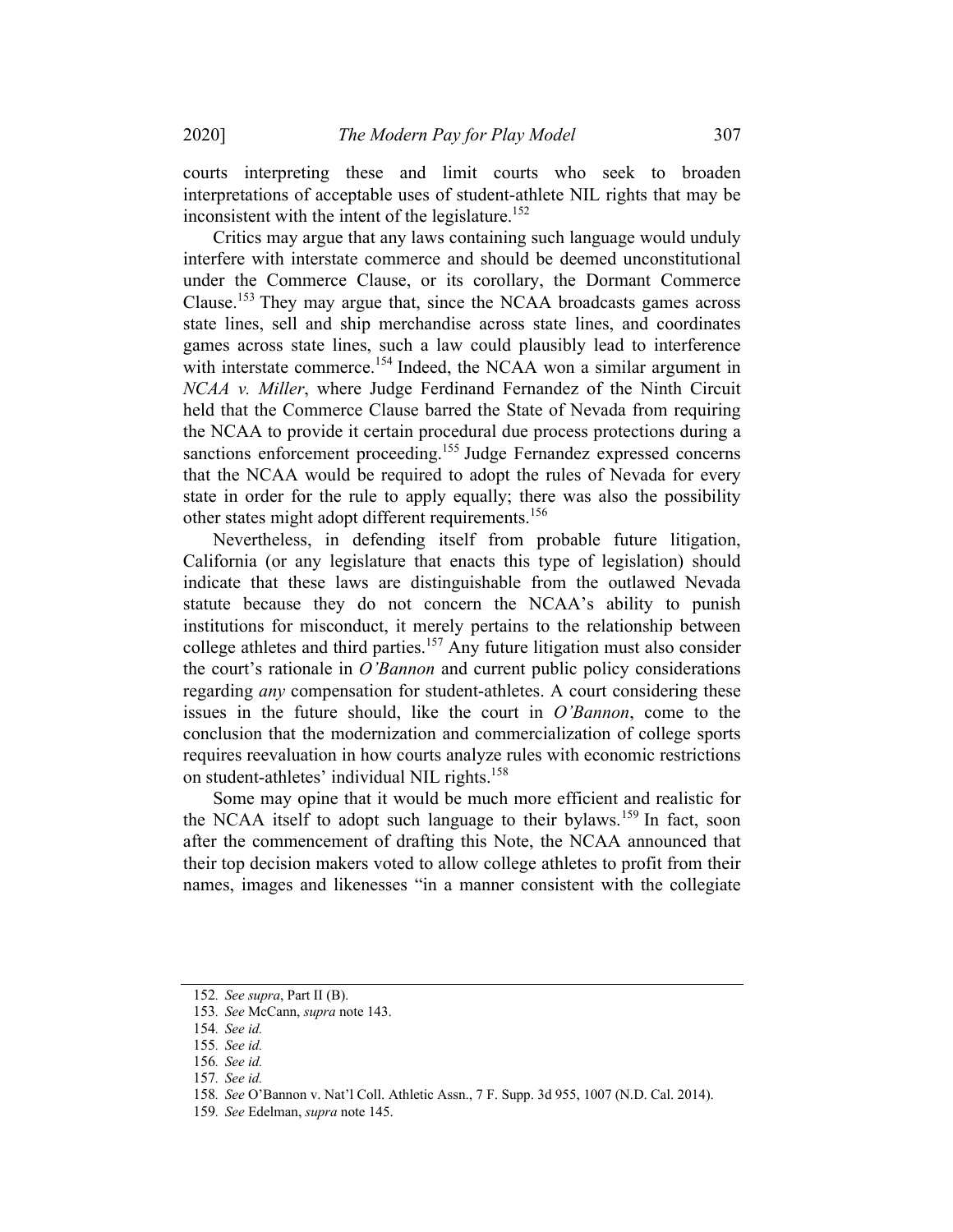courts interpreting these and limit courts who seek to broaden interpretations of acceptable uses of student-athlete NIL rights that may be inconsistent with the intent of the legislature.[152]

Critics may argue that any laws containing such language would unduly interfere with interstate commerce and should be deemed unconstitutional under the Commerce Clause, or its corollary, the Dormant Commerce Clause.[153] They may argue that, since the NCAA broadcasts games across state lines, sell and ship merchandise across state lines, and coordinates games across state lines, such a law could plausibly lead to interference with interstate commerce.[154] Indeed, the NCAA won a similar argument in *NCAA v. Miller*, where Judge Ferdinand Fernandez of the Ninth Circuit held that the Commerce Clause barred the State of Nevada from requiring the NCAA to provide it certain procedural due process protections during a sanctions enforcement proceeding.[155] Judge Fernandez expressed concerns that the NCAA would be required to adopt the rules of Nevada for every state in order for the rule to apply equally; there was also the possibility other states might adopt different requirements.[156]

Nevertheless, in defending itself from probable future litigation, California (or any legislature that enacts this type of legislation) should indicate that these laws are distinguishable from the outlawed Nevada statute because they do not concern the NCAA's ability to punish institutions for misconduct, it merely pertains to the relationship between college athletes and third parties.[157] Any future litigation must also consider the court's rationale in *O'Bannon* and current public policy considerations regarding *any* compensation for student-athletes. A court considering these issues in the future should, like the court in *O'Bannon*, come to the conclusion that the modernization and commercialization of college sports requires reevaluation in how courts analyze rules with economic restrictions on student-athletes' individual NIL rights.[158]

Some may opine that it would be much more efficient and realistic for the NCAA itself to adopt such language to their bylaws.[159] In fact, soon after the commencement of drafting this Note, the NCAA announced that their top decision makers voted to allow college athletes to profit from their names, images and likenesses "in a manner consistent with the collegiate

---

152. *See supra*, Part II (B).

153. *See* McCann, *supra* note 143.

154. *See id.*

155. *See id.*

156. *See id.*

157. *See id.*

158. *See* O'Bannon v. Nat'l Coll. Athletic Assn., 7 F. Supp. 3d 955, 1007 (N.D. Cal. 2014).

159. *See* Edelman, *supra* note 145.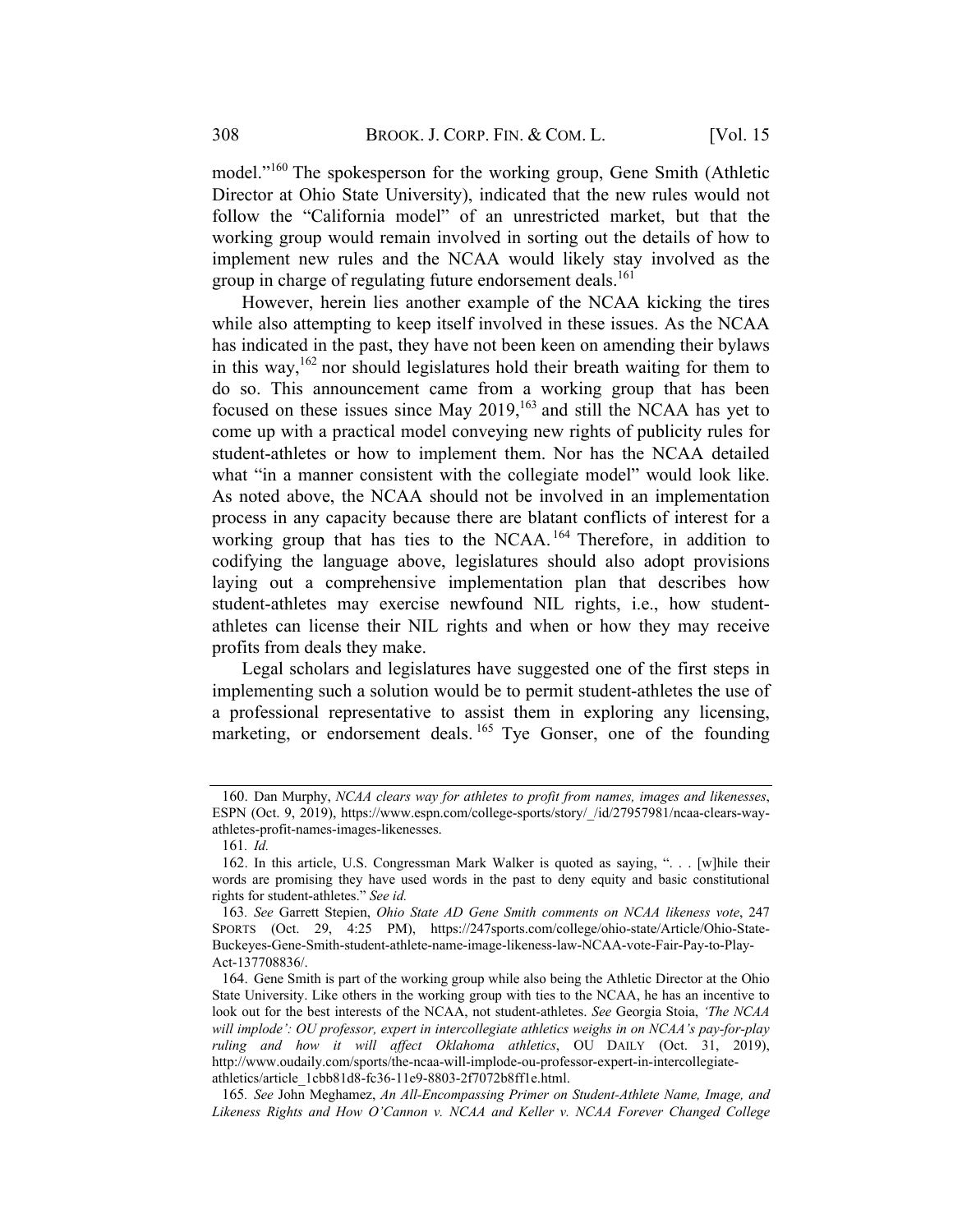model."[160] The spokesperson for the working group, Gene Smith (Athletic Director at Ohio State University), indicated that the new rules would not follow the "California model" of an unrestricted market, but that the working group would remain involved in sorting out the details of how to implement new rules and the NCAA would likely stay involved as the group in charge of regulating future endorsement deals.[161]

However, herein lies another example of the NCAA kicking the tires while also attempting to keep itself involved in these issues. As the NCAA has indicated in the past, they have not been keen on amending their bylaws in this way,[162] nor should legislatures hold their breath waiting for them to do so. This announcement came from a working group that has been focused on these issues since May 2019,[163] and still the NCAA has yet to come up with a practical model conveying new rights of publicity rules for student-athletes or how to implement them. Nor has the NCAA detailed what "in a manner consistent with the collegiate model" would look like. As noted above, the NCAA should not be involved in an implementation process in any capacity because there are blatant conflicts of interest for a working group that has ties to the NCAA.[164] Therefore, in addition to codifying the language above, legislatures should also adopt provisions laying out a comprehensive implementation plan that describes how student-athletes may exercise newfound NIL rights, i.e., how student-athletes can license their NIL rights and when or how they may receive profits from deals they make.

Legal scholars and legislatures have suggested one of the first steps in implementing such a solution would be to permit student-athletes the use of a professional representative to assist them in exploring any licensing, marketing, or endorsement deals.[165] Tye Gonser, one of the founding

---

160. Dan Murphy, *NCAA clears way for athletes to profit from names, images and likenesses*, ESPN (Oct. 9, 2019), https://www.espn.com/college-sports/story/_/id/27957981/ncaa-clears-way-athletes-profit-names-images-likenesses.

161. *Id.*

162. In this article, U.S. Congressman Mark Walker is quoted as saying, ". . . [w]hile their words are promising they have used words in the past to deny equity and basic constitutional rights for student-athletes." *See id.*

163. *See* Garrett Stepien, *Ohio State AD Gene Smith comments on NCAA likeness vote*, 247 SPORTS (Oct. 29, 4:25 PM), https://247sports.com/college/ohio-state/Article/Ohio-State-Buckeyes-Gene-Smith-student-athlete-name-image-likeness-law-NCAA-vote-Fair-Pay-to-Play-Act-137708836/.

164. Gene Smith is part of the working group while also being the Athletic Director at the Ohio State University. Like others in the working group with ties to the NCAA, he has an incentive to look out for the best interests of the NCAA, not student-athletes. *See* Georgia Stoia, *'The NCAA will implode': OU professor, expert in intercollegiate athletics weighs in on NCAA's pay-for-play ruling and how it will affect Oklahoma athletics*, OU DAILY (Oct. 31, 2019), http://www.oudaily.com/sports/the-ncaa-will-implode-ou-professor-expert-in-intercollegiate-athletics/article_1cbb81d8-fc36-11e9-8803-2f7072b8ff1e.html.

165. *See* John Meghamez, *An All-Encompassing Primer on Student-Athlete Name, Image, and Likeness Rights and How O'Cannon v. NCAA and Keller v. NCAA Forever Changed College*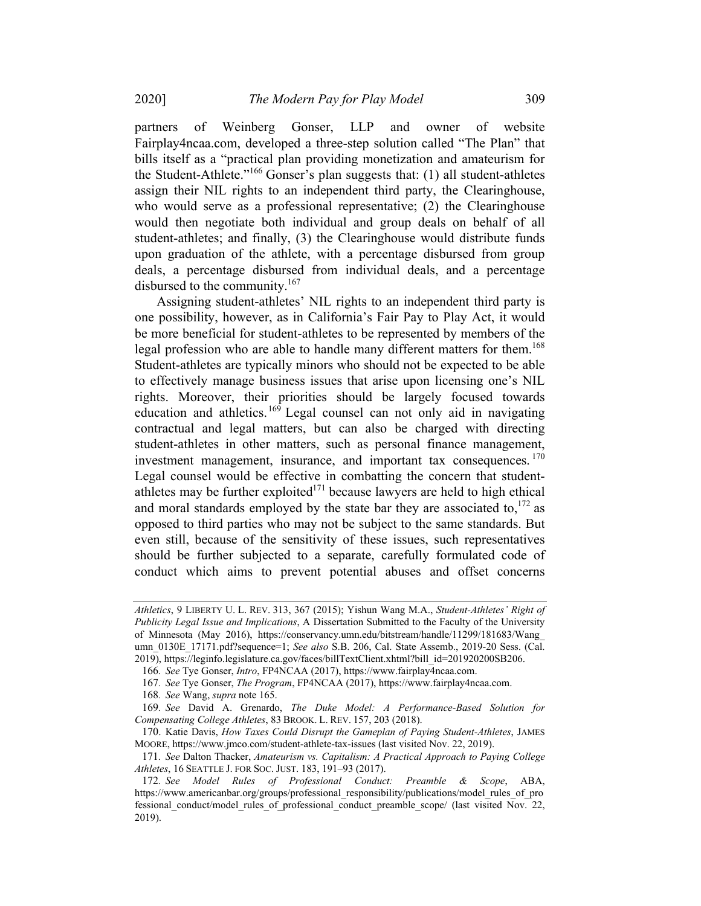partners of Weinberg Gonser, LLP and owner of website Fairplay4ncaa.com, developed a three-step solution called "The Plan" that bills itself as a "practical plan providing monetization and amateurism for the Student-Athlete."[166] Gonser's plan suggests that: (1) all student-athletes assign their NIL rights to an independent third party, the Clearinghouse, who would serve as a professional representative; (2) the Clearinghouse would then negotiate both individual and group deals on behalf of all student-athletes; and finally, (3) the Clearinghouse would distribute funds upon graduation of the athlete, with a percentage disbursed from group deals, a percentage disbursed from individual deals, and a percentage disbursed to the community.[167]

Assigning student-athletes' NIL rights to an independent third party is one possibility, however, as in California's Fair Pay to Play Act, it would be more beneficial for student-athletes to be represented by members of the legal profession who are able to handle many different matters for them.[168] Student-athletes are typically minors who should not be expected to be able to effectively manage business issues that arise upon licensing one's NIL rights. Moreover, their priorities should be largely focused towards education and athletics.[169] Legal counsel can not only aid in navigating contractual and legal matters, but can also be charged with directing student-athletes in other matters, such as personal finance management, investment management, insurance, and important tax consequences.[170] Legal counsel would be effective in combatting the concern that student-athletes may be further exploited[171] because lawyers are held to high ethical and moral standards employed by the state bar they are associated to,[172] as opposed to third parties who may not be subject to the same standards. But even still, because of the sensitivity of these issues, such representatives should be further subjected to a separate, carefully formulated code of conduct which aims to prevent potential abuses and offset concerns

---

*Athletics*, 9 LIBERTY U. L. REV. 313, 367 (2015); Yishun Wang M.A., *Student-Athletes' Right of Publicity Legal Issue and Implications*, A Dissertation Submitted to the Faculty of the University of Minnesota (May 2016), https://conservancy.umn.edu/bitstream/handle/11299/181683/Wang_umn_0130E_17171.pdf?sequence=1; *See also* S.B. 206, Cal. State Assemb., 2019-20 Sess. (Cal. 2019), https://leginfo.legislature.ca.gov/faces/billTextClient.xhtml?bill_id=201920200SB206.

166. *See* Tye Gonser, *Intro*, FP4NCAA (2017), https://www.fairplay4ncaa.com.

167. *See* Tye Gonser, *The Program*, FP4NCAA (2017), https://www.fairplay4ncaa.com.

168. *See* Wang, *supra* note 165.

169. *See* David A. Grenardo, *The Duke Model: A Performance-Based Solution for Compensating College Athletes*, 83 BROOK. L. REV. 157, 203 (2018).

170. Katie Davis, *How Taxes Could Disrupt the Gameplan of Paying Student-Athletes*, JAMES MOORE, https://www.jmco.com/student-athlete-tax-issues (last visited Nov. 22, 2019).

171. *See* Dalton Thacker, *Amateurism vs. Capitalism: A Practical Approach to Paying College Athletes*, 16 SEATTLE J. FOR SOC. JUST. 183, 191–93 (2017).

172. *See Model Rules of Professional Conduct: Preamble & Scope*, ABA, https://www.americanbar.org/groups/professional_responsibility/publications/model_rules_of_professional_conduct/model_rules_of_professional_conduct_preamble_scope/ (last visited Nov. 22, 2019).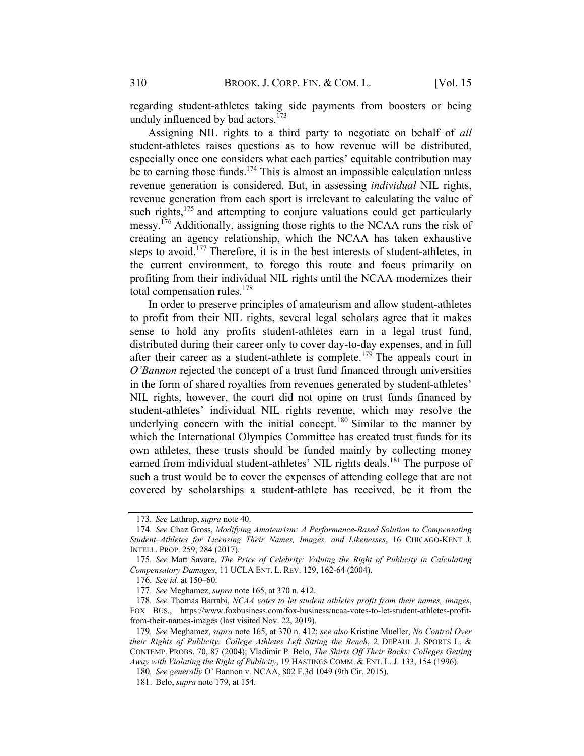regarding student-athletes taking side payments from boosters or being unduly influenced by bad actors.[173]

Assigning NIL rights to a third party to negotiate on behalf of *all* student-athletes raises questions as to how revenue will be distributed, especially once one considers what each parties' equitable contribution may be to earning those funds.[174] This is almost an impossible calculation unless revenue generation is considered. But, in assessing *individual* NIL rights, revenue generation from each sport is irrelevant to calculating the value of such rights,[175] and attempting to conjure valuations could get particularly messy.[176] Additionally, assigning those rights to the NCAA runs the risk of creating an agency relationship, which the NCAA has taken exhaustive steps to avoid.[177] Therefore, it is in the best interests of student-athletes, in the current environment, to forego this route and focus primarily on profiting from their individual NIL rights until the NCAA modernizes their total compensation rules.[178]

In order to preserve principles of amateurism and allow student-athletes to profit from their NIL rights, several legal scholars agree that it makes sense to hold any profits student-athletes earn in a legal trust fund, distributed during their career only to cover day-to-day expenses, and in full after their career as a student-athlete is complete.[179] The appeals court in *O'Bannon* rejected the concept of a trust fund financed through universities in the form of shared royalties from revenues generated by student-athletes' NIL rights, however, the court did not opine on trust funds financed by student-athletes' individual NIL rights revenue, which may resolve the underlying concern with the initial concept.[180] Similar to the manner by which the International Olympics Committee has created trust funds for its own athletes, these trusts should be funded mainly by collecting money earned from individual student-athletes' NIL rights deals.[181] The purpose of such a trust would be to cover the expenses of attending college that are not covered by scholarships a student-athlete has received, be it from the

---

173. *See* Lathrop, *supra* note 40.

174. *See* Chaz Gross, *Modifying Amateurism: A Performance-Based Solution to Compensating Student–Athletes for Licensing Their Names, Images, and Likenesses*, 16 CHICAGO-KENT J. INTELL. PROP. 259, 284 (2017).

175. *See* Matt Savare, *The Price of Celebrity: Valuing the Right of Publicity in Calculating Compensatory Damages*, 11 UCLA ENT. L. REV. 129, 162-64 (2004).

176. *See id.* at 150–60.

177. *See* Meghamez, *supra* note 165, at 370 n. 412.

178. *See* Thomas Barrabi, *NCAA votes to let student athletes profit from their names, images*, FOX BUS., https://www.foxbusiness.com/fox-business/ncaa-votes-to-let-student-athletes-profit-from-their-names-images (last visited Nov. 22, 2019).

179. *See* Meghamez, *supra* note 165, at 370 n. 412; *see also* Kristine Mueller, *No Control Over their Rights of Publicity: College Athletes Left Sitting the Bench*, 2 DEPAUL J. SPORTS L. & CONTEMP. PROBS. 70, 87 (2004); Vladimir P. Belo, *The Shirts Off Their Backs: Colleges Getting Away with Violating the Right of Publicity*, 19 HASTINGS COMM. & ENT. L. J. 133, 154 (1996).

180. *See generally* O' Bannon v. NCAA, 802 F.3d 1049 (9th Cir. 2015).

181. Belo, *supra* note 179, at 154.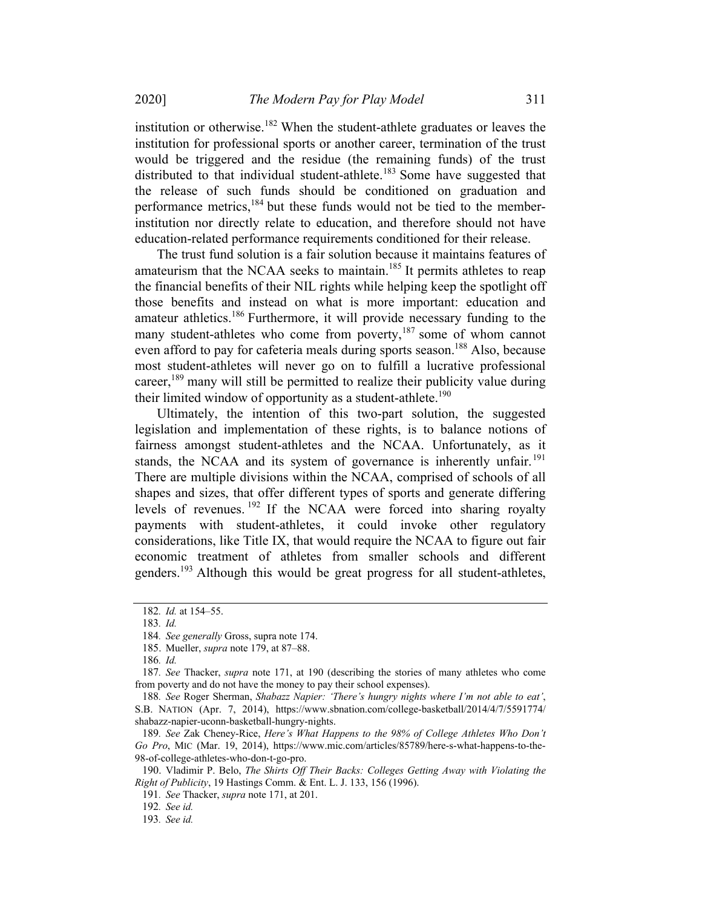institution or otherwise.[182] When the student-athlete graduates or leaves the institution for professional sports or another career, termination of the trust would be triggered and the residue (the remaining funds) of the trust distributed to that individual student-athlete.[183] Some have suggested that the release of such funds should be conditioned on graduation and performance metrics,[184] but these funds would not be tied to the member-institution nor directly relate to education, and therefore should not have education-related performance requirements conditioned for their release.

The trust fund solution is a fair solution because it maintains features of amateurism that the NCAA seeks to maintain.[185] It permits athletes to reap the financial benefits of their NIL rights while helping keep the spotlight off those benefits and instead on what is more important: education and amateur athletics.[186] Furthermore, it will provide necessary funding to the many student-athletes who come from poverty,[187] some of whom cannot even afford to pay for cafeteria meals during sports season.[188] Also, because most student-athletes will never go on to fulfill a lucrative professional career,[189] many will still be permitted to realize their publicity value during their limited window of opportunity as a student-athlete.[190]

Ultimately, the intention of this two-part solution, the suggested legislation and implementation of these rights, is to balance notions of fairness amongst student-athletes and the NCAA. Unfortunately, as it stands, the NCAA and its system of governance is inherently unfair.[191] There are multiple divisions within the NCAA, comprised of schools of all shapes and sizes, that offer different types of sports and generate differing levels of revenues.[192] If the NCAA were forced into sharing royalty payments with student-athletes, it could invoke other regulatory considerations, like Title IX, that would require the NCAA to figure out fair economic treatment of athletes from smaller schools and different genders.[193] Although this would be great progress for all student-athletes,

---

182. *Id.* at 154–55.

183. *Id.*

184. *See generally* Gross, supra note 174.

185. Mueller, *supra* note 179, at 87–88.

186. *Id.*

187. *See* Thacker, *supra* note 171, at 190 (describing the stories of many athletes who come from poverty and do not have the money to pay their school expenses).

188. *See* Roger Sherman, *Shabazz Napier: 'There's hungry nights where I'm not able to eat'*, S.B. NATION (Apr. 7, 2014), https://www.sbnation.com/college-basketball/2014/4/7/5591774/shabazz-napier-uconn-basketball-hungry-nights.

189. *See* Zak Cheney-Rice, *Here's What Happens to the 98% of College Athletes Who Don't Go Pro*, MIC (Mar. 19, 2014), https://www.mic.com/articles/85789/here-s-what-happens-to-the-98-of-college-athletes-who-don-t-go-pro.

190. Vladimir P. Belo, *The Shirts Off Their Backs: Colleges Getting Away with Violating the Right of Publicity*, 19 Hastings Comm. & Ent. L. J. 133, 156 (1996).

191. *See* Thacker, *supra* note 171, at 201.

192. *See id.*

193. *See id.*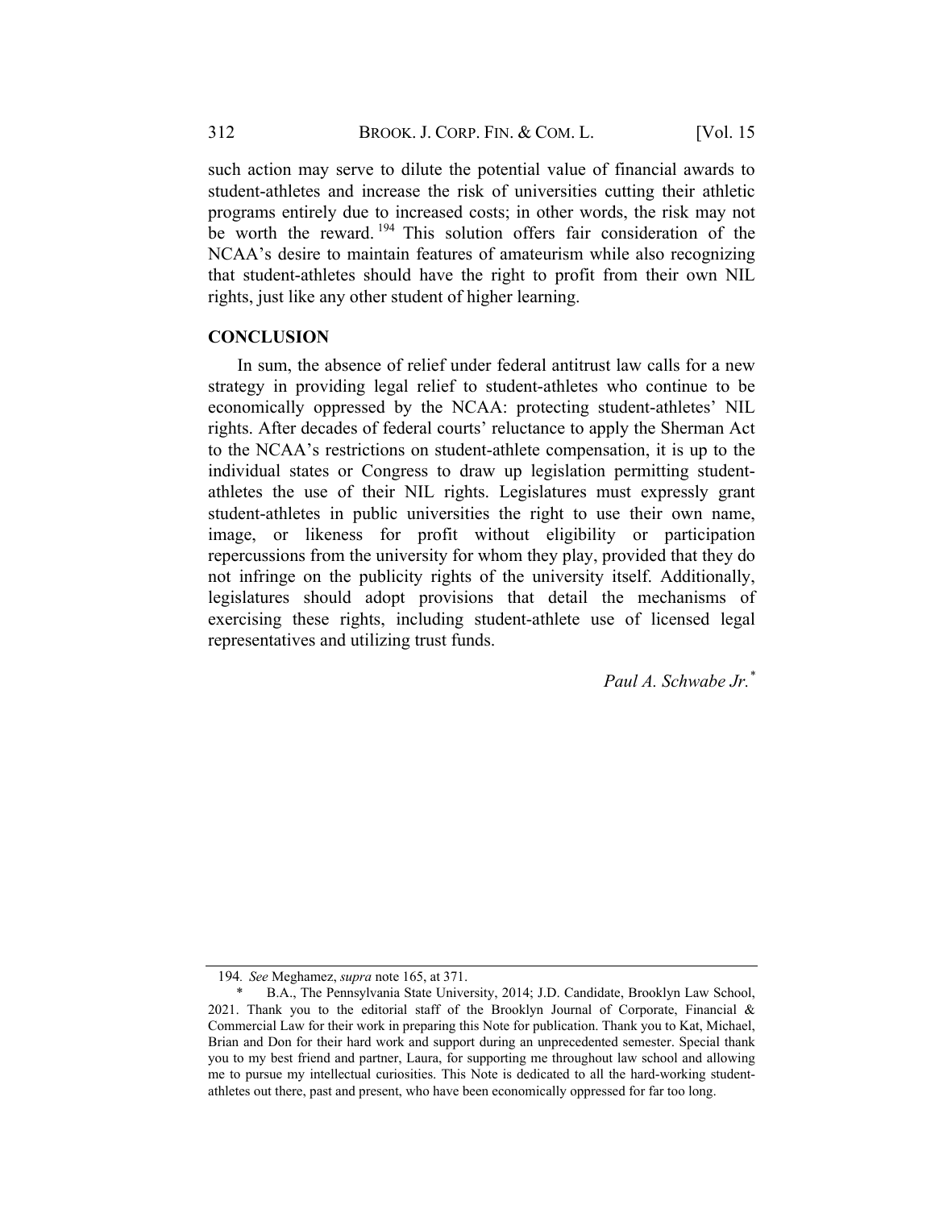such action may serve to dilute the potential value of financial awards to student-athletes and increase the risk of universities cutting their athletic programs entirely due to increased costs; in other words, the risk may not be worth the reward.[194] This solution offers fair consideration of the NCAA's desire to maintain features of amateurism while also recognizing that student-athletes should have the right to profit from their own NIL rights, just like any other student of higher learning.

## CONCLUSION

In sum, the absence of relief under federal antitrust law calls for a new strategy in providing legal relief to student-athletes who continue to be economically oppressed by the NCAA: protecting student-athletes' NIL rights. After decades of federal courts' reluctance to apply the Sherman Act to the NCAA's restrictions on student-athlete compensation, it is up to the individual states or Congress to draw up legislation permitting student-athletes the use of their NIL rights. Legislatures must expressly grant student-athletes in public universities the right to use their own name, image, or likeness for profit without eligibility or participation repercussions from the university for whom they play, provided that they do not infringe on the publicity rights of the university itself. Additionally, legislatures should adopt provisions that detail the mechanisms of exercising these rights, including student-athlete use of licensed legal representatives and utilizing trust funds.

*Paul A. Schwabe Jr.*[*]

---

194. *See* Meghamez, *supra* note 165, at 371.

\* B.A., The Pennsylvania State University, 2014; J.D. Candidate, Brooklyn Law School, 2021. Thank you to the editorial staff of the Brooklyn Journal of Corporate, Financial & Commercial Law for their work in preparing this Note for publication. Thank you to Kat, Michael, Brian and Don for their hard work and support during an unprecedented semester. Special thank you to my best friend and partner, Laura, for supporting me throughout law school and allowing me to pursue my intellectual curiosities. This Note is dedicated to all the hard-working student-athletes out there, past and present, who have been economically oppressed for far too long.